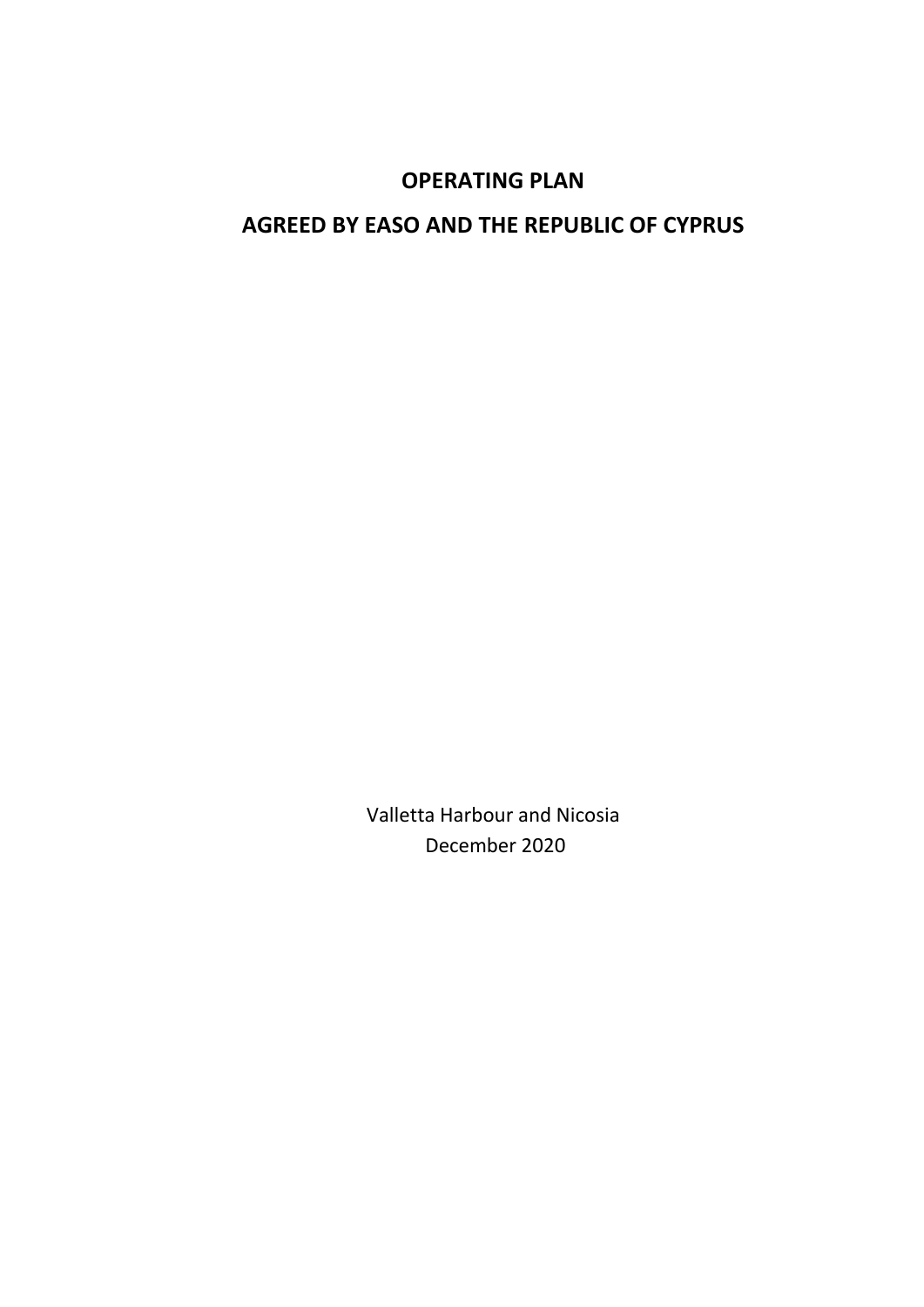# OPERATING PLAN

# AGREED BY EASO AND THE REPUBLIC OF CYPRUS

Valletta Harbour and Nicosia

December 2020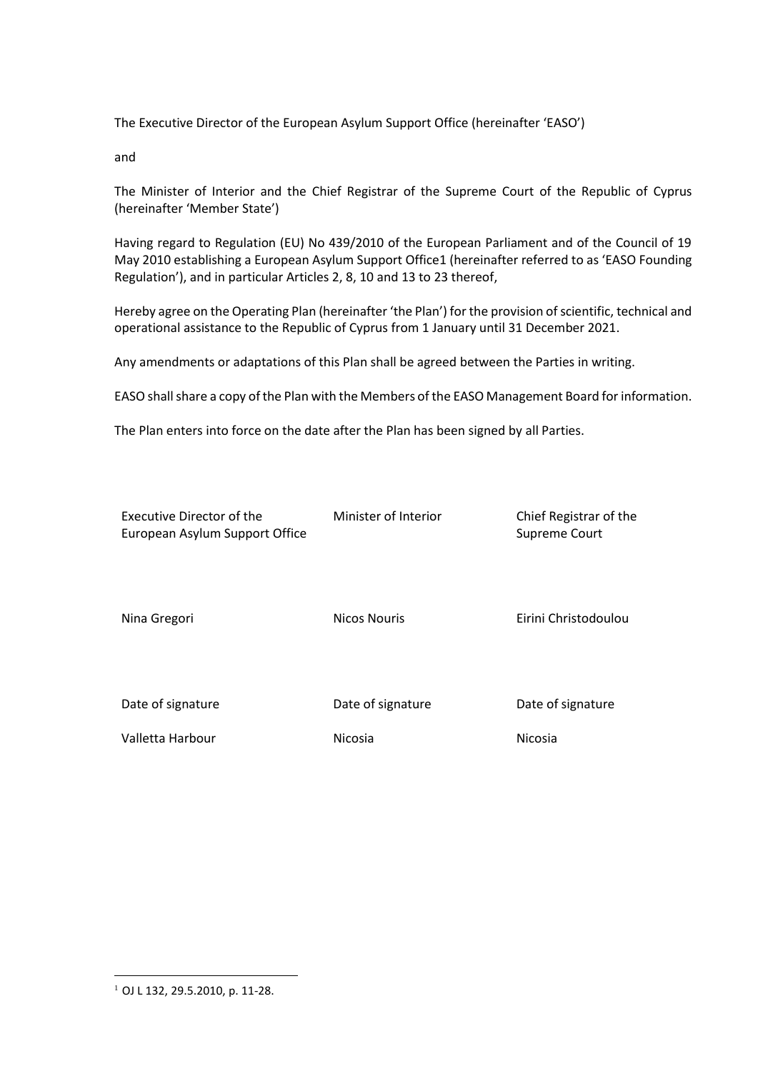The Executive Director of the European Asylum Support Office (hereinafter 'EASO')

and

The Minister of Interior and the Chief Registrar of the Supreme Court of the Republic of Cyprus (hereinafter 'Member State')

Having regard to Regulation (EU) No 439/2010 of the European Parliament and of the Council of 19 May 2010 establishing a European Asylum Support Office[1] (hereinafter referred to as 'EASO Founding Regulation'), and in particular Articles 2, 8, 10 and 13 to 23 thereof,

Hereby agree on the Operating Plan (hereinafter 'the Plan') for the provision of scientific, technical and operational assistance to the Republic of Cyprus from 1 January until 31 December 2021.

Any amendments or adaptations of this Plan shall be agreed between the Parties in writing.

EASO shall share a copy of the Plan with the Members of the EASO Management Board for information.

The Plan enters into force on the date after the Plan has been signed by all Parties.

| Executive Director of the European Asylum Support Office | Minister of Interior | Chief Registrar of the Supreme Court |
|---|---|---|
| Nina Gregori | Nicos Nouris | Eirini Christodoulou |
| Date of signature | Date of signature | Date of signature |
| Valletta Harbour | Nicosia | Nicosia |

[1] OJ L 132, 29.5.2010, p. 11-28.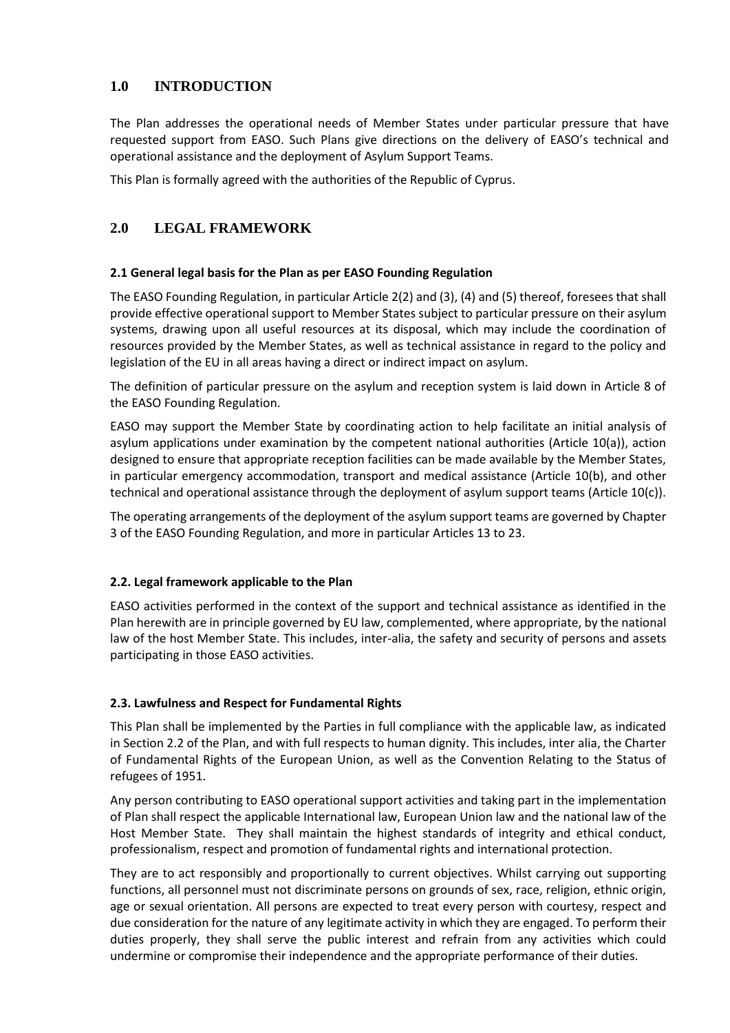## 1.0 INTRODUCTION

The Plan addresses the operational needs of Member States under particular pressure that have requested support from EASO. Such Plans give directions on the delivery of EASO's technical and operational assistance and the deployment of Asylum Support Teams.

This Plan is formally agreed with the authorities of the Republic of Cyprus.

## 2.0 LEGAL FRAMEWORK

### 2.1 General legal basis for the Plan as per EASO Founding Regulation

The EASO Founding Regulation, in particular Article 2(2) and (3), (4) and (5) thereof, foresees that shall provide effective operational support to Member States subject to particular pressure on their asylum systems, drawing upon all useful resources at its disposal, which may include the coordination of resources provided by the Member States, as well as technical assistance in regard to the policy and legislation of the EU in all areas having a direct or indirect impact on asylum.

The definition of particular pressure on the asylum and reception system is laid down in Article 8 of the EASO Founding Regulation.

EASO may support the Member State by coordinating action to help facilitate an initial analysis of asylum applications under examination by the competent national authorities (Article 10(a)), action designed to ensure that appropriate reception facilities can be made available by the Member States, in particular emergency accommodation, transport and medical assistance (Article 10(b), and other technical and operational assistance through the deployment of asylum support teams (Article 10(c)).

The operating arrangements of the deployment of the asylum support teams are governed by Chapter 3 of the EASO Founding Regulation, and more in particular Articles 13 to 23.

### 2.2. Legal framework applicable to the Plan

EASO activities performed in the context of the support and technical assistance as identified in the Plan herewith are in principle governed by EU law, complemented, where appropriate, by the national law of the host Member State. This includes, inter-alia, the safety and security of persons and assets participating in those EASO activities.

### 2.3. Lawfulness and Respect for Fundamental Rights

This Plan shall be implemented by the Parties in full compliance with the applicable law, as indicated in Section 2.2 of the Plan, and with full respects to human dignity. This includes, inter alia, the Charter of Fundamental Rights of the European Union, as well as the Convention Relating to the Status of refugees of 1951.

Any person contributing to EASO operational support activities and taking part in the implementation of Plan shall respect the applicable International law, European Union law and the national law of the Host Member State. They shall maintain the highest standards of integrity and ethical conduct, professionalism, respect and promotion of fundamental rights and international protection.

They are to act responsibly and proportionally to current objectives. Whilst carrying out supporting functions, all personnel must not discriminate persons on grounds of sex, race, religion, ethnic origin, age or sexual orientation. All persons are expected to treat every person with courtesy, respect and due consideration for the nature of any legitimate activity in which they are engaged. To perform their duties properly, they shall serve the public interest and refrain from any activities which could undermine or compromise their independence and the appropriate performance of their duties.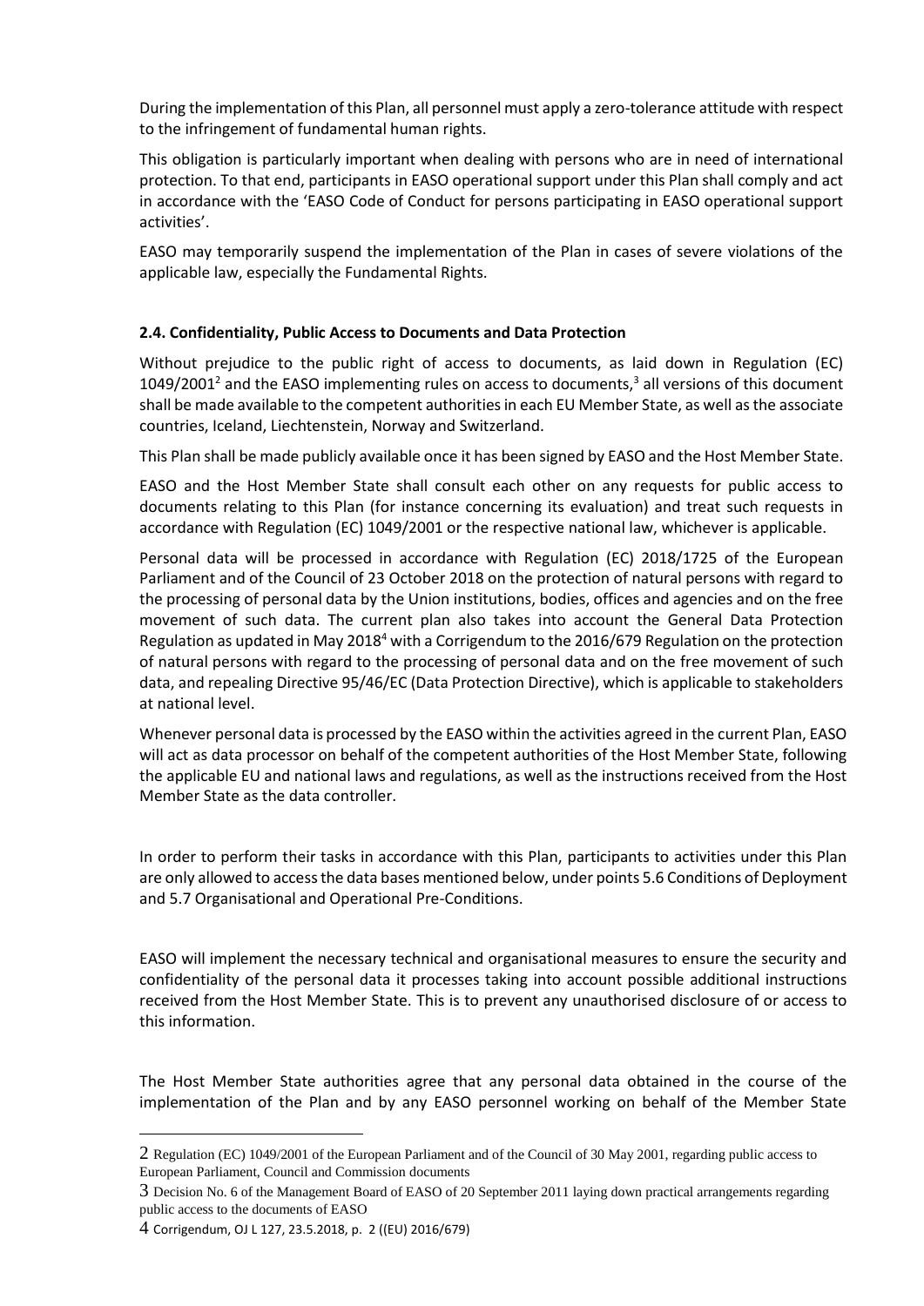During the implementation of this Plan, all personnel must apply a zero-tolerance attitude with respect to the infringement of fundamental human rights.

This obligation is particularly important when dealing with persons who are in need of international protection. To that end, participants in EASO operational support under this Plan shall comply and act in accordance with the 'EASO Code of Conduct for persons participating in EASO operational support activities'.

EASO may temporarily suspend the implementation of the Plan in cases of severe violations of the applicable law, especially the Fundamental Rights.

### 2.4. Confidentiality, Public Access to Documents and Data Protection

Without prejudice to the public right of access to documents, as laid down in Regulation (EC) 1049/2001[2] and the EASO implementing rules on access to documents,[3] all versions of this document shall be made available to the competent authorities in each EU Member State, as well as the associate countries, Iceland, Liechtenstein, Norway and Switzerland.

This Plan shall be made publicly available once it has been signed by EASO and the Host Member State.

EASO and the Host Member State shall consult each other on any requests for public access to documents relating to this Plan (for instance concerning its evaluation) and treat such requests in accordance with Regulation (EC) 1049/2001 or the respective national law, whichever is applicable.

Personal data will be processed in accordance with Regulation (EC) 2018/1725 of the European Parliament and of the Council of 23 October 2018 on the protection of natural persons with regard to the processing of personal data by the Union institutions, bodies, offices and agencies and on the free movement of such data. The current plan also takes into account the General Data Protection Regulation as updated in May 2018[4] with a Corrigendum to the 2016/679 Regulation on the protection of natural persons with regard to the processing of personal data and on the free movement of such data, and repealing Directive 95/46/EC (Data Protection Directive), which is applicable to stakeholders at national level.

Whenever personal data is processed by the EASO within the activities agreed in the current Plan, EASO will act as data processor on behalf of the competent authorities of the Host Member State, following the applicable EU and national laws and regulations, as well as the instructions received from the Host Member State as the data controller.

In order to perform their tasks in accordance with this Plan, participants to activities under this Plan are only allowed to access the data bases mentioned below, under points 5.6 Conditions of Deployment and 5.7 Organisational and Operational Pre-Conditions.

EASO will implement the necessary technical and organisational measures to ensure the security and confidentiality of the personal data it processes taking into account possible additional instructions received from the Host Member State. This is to prevent any unauthorised disclosure of or access to this information.

The Host Member State authorities agree that any personal data obtained in the course of the implementation of the Plan and by any EASO personnel working on behalf of the Member State

---

[2] Regulation (EC) 1049/2001 of the European Parliament and of the Council of 30 May 2001, regarding public access to European Parliament, Council and Commission documents

[3] Decision No. 6 of the Management Board of EASO of 20 September 2011 laying down practical arrangements regarding public access to the documents of EASO

[4] Corrigendum, OJ L 127, 23.5.2018, p. 2 ((EU) 2016/679)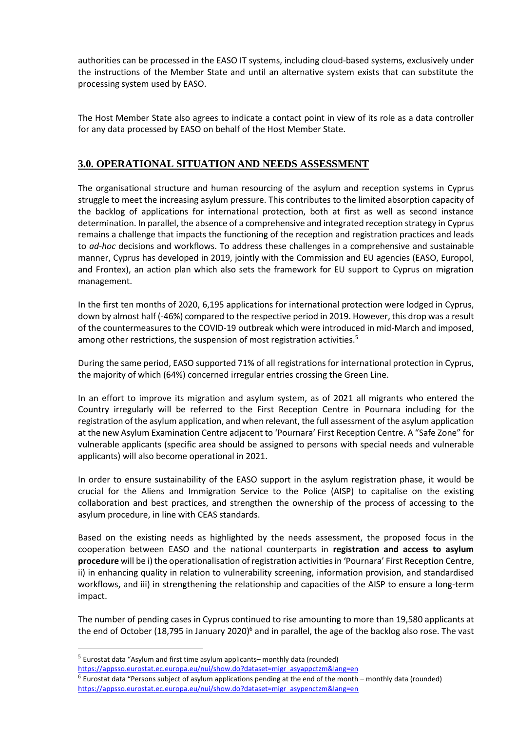authorities can be processed in the EASO IT systems, including cloud-based systems, exclusively under the instructions of the Member State and until an alternative system exists that can substitute the processing system used by EASO.

The Host Member State also agrees to indicate a contact point in view of its role as a data controller for any data processed by EASO on behalf of the Host Member State.

## 3.0. OPERATIONAL SITUATION AND NEEDS ASSESSMENT

The organisational structure and human resourcing of the asylum and reception systems in Cyprus struggle to meet the increasing asylum pressure. This contributes to the limited absorption capacity of the backlog of applications for international protection, both at first as well as second instance determination. In parallel, the absence of a comprehensive and integrated reception strategy in Cyprus remains a challenge that impacts the functioning of the reception and registration practices and leads to *ad-hoc* decisions and workflows. To address these challenges in a comprehensive and sustainable manner, Cyprus has developed in 2019, jointly with the Commission and EU agencies (EASO, Europol, and Frontex), an action plan which also sets the framework for EU support to Cyprus on migration management.

In the first ten months of 2020, 6,195 applications for international protection were lodged in Cyprus, down by almost half (-46%) compared to the respective period in 2019. However, this drop was a result of the countermeasures to the COVID-19 outbreak which were introduced in mid-March and imposed, among other restrictions, the suspension of most registration activities.[5]

During the same period, EASO supported 71% of all registrations for international protection in Cyprus, the majority of which (64%) concerned irregular entries crossing the Green Line.

In an effort to improve its migration and asylum system, as of 2021 all migrants who entered the Country irregularly will be referred to the First Reception Centre in Pournara including for the registration of the asylum application, and when relevant, the full assessment of the asylum application at the new Asylum Examination Centre adjacent to 'Pournara' First Reception Centre. A "Safe Zone" for vulnerable applicants (specific area should be assigned to persons with special needs and vulnerable applicants) will also become operational in 2021.

In order to ensure sustainability of the EASO support in the asylum registration phase, it would be crucial for the Aliens and Immigration Service to the Police (AISP) to capitalise on the existing collaboration and best practices, and strengthen the ownership of the process of accessing to the asylum procedure, in line with CEAS standards.

Based on the existing needs as highlighted by the needs assessment, the proposed focus in the cooperation between EASO and the national counterparts in **registration and access to asylum procedure** will be i) the operationalisation of registration activities in 'Pournara' First Reception Centre, ii) in enhancing quality in relation to vulnerability screening, information provision, and standardised workflows, and iii) in strengthening the relationship and capacities of the AISP to ensure a long-term impact.

The number of pending cases in Cyprus continued to rise amounting to more than 19,580 applicants at the end of October (18,795 in January 2020)[6] and in parallel, the age of the backlog also rose. The vast

---

[5] Eurostat data "Asylum and first time asylum applicants– monthly data (rounded) https://appsso.eurostat.ec.europa.eu/nui/show.do?dataset=migr_asyappctzm&lang=en

[6] Eurostat data "Persons subject of asylum applications pending at the end of the month – monthly data (rounded) https://appsso.eurostat.ec.europa.eu/nui/show.do?dataset=migr_asypenctzm&lang=en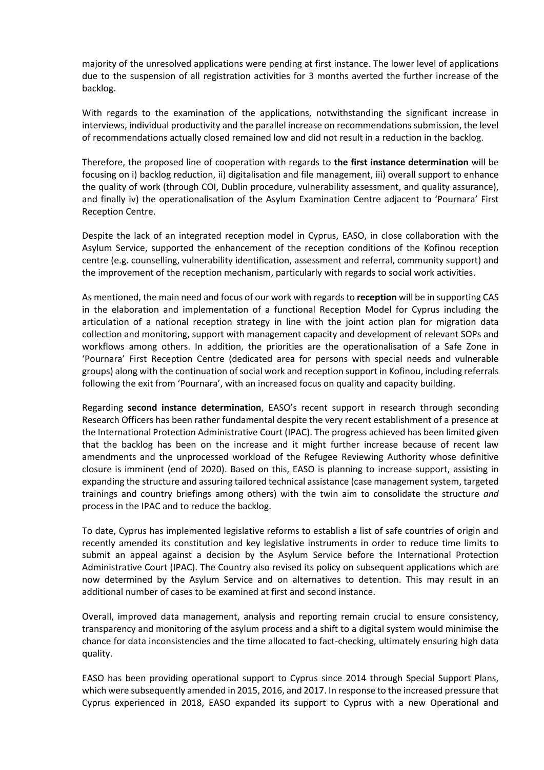majority of the unresolved applications were pending at first instance. The lower level of applications due to the suspension of all registration activities for 3 months averted the further increase of the backlog.

With regards to the examination of the applications, notwithstanding the significant increase in interviews, individual productivity and the parallel increase on recommendations submission, the level of recommendations actually closed remained low and did not result in a reduction in the backlog.

Therefore, the proposed line of cooperation with regards to **the first instance determination** will be focusing on i) backlog reduction, ii) digitalisation and file management, iii) overall support to enhance the quality of work (through COI, Dublin procedure, vulnerability assessment, and quality assurance), and finally iv) the operationalisation of the Asylum Examination Centre adjacent to 'Pournara' First Reception Centre.

Despite the lack of an integrated reception model in Cyprus, EASO, in close collaboration with the Asylum Service, supported the enhancement of the reception conditions of the Kofinou reception centre (e.g. counselling, vulnerability identification, assessment and referral, community support) and the improvement of the reception mechanism, particularly with regards to social work activities.

As mentioned, the main need and focus of our work with regards to **reception** will be in supporting CAS in the elaboration and implementation of a functional Reception Model for Cyprus including the articulation of a national reception strategy in line with the joint action plan for migration data collection and monitoring, support with management capacity and development of relevant SOPs and workflows among others. In addition, the priorities are the operationalisation of a Safe Zone in 'Pournara' First Reception Centre (dedicated area for persons with special needs and vulnerable groups) along with the continuation of social work and reception support in Kofinou, including referrals following the exit from 'Pournara', with an increased focus on quality and capacity building.

Regarding **second instance determination**, EASO's recent support in research through seconding Research Officers has been rather fundamental despite the very recent establishment of a presence at the International Protection Administrative Court (IPAC). The progress achieved has been limited given that the backlog has been on the increase and it might further increase because of recent law amendments and the unprocessed workload of the Refugee Reviewing Authority whose definitive closure is imminent (end of 2020). Based on this, EASO is planning to increase support, assisting in expanding the structure and assuring tailored technical assistance (case management system, targeted trainings and country briefings among others) with the twin aim to consolidate the structure *and* process in the IPAC and to reduce the backlog.

To date, Cyprus has implemented legislative reforms to establish a list of safe countries of origin and recently amended its constitution and key legislative instruments in order to reduce time limits to submit an appeal against a decision by the Asylum Service before the International Protection Administrative Court (IPAC). The Country also revised its policy on subsequent applications which are now determined by the Asylum Service and on alternatives to detention. This may result in an additional number of cases to be examined at first and second instance.

Overall, improved data management, analysis and reporting remain crucial to ensure consistency, transparency and monitoring of the asylum process and a shift to a digital system would minimise the chance for data inconsistencies and the time allocated to fact-checking, ultimately ensuring high data quality.

EASO has been providing operational support to Cyprus since 2014 through Special Support Plans, which were subsequently amended in 2015, 2016, and 2017. In response to the increased pressure that Cyprus experienced in 2018, EASO expanded its support to Cyprus with a new Operational and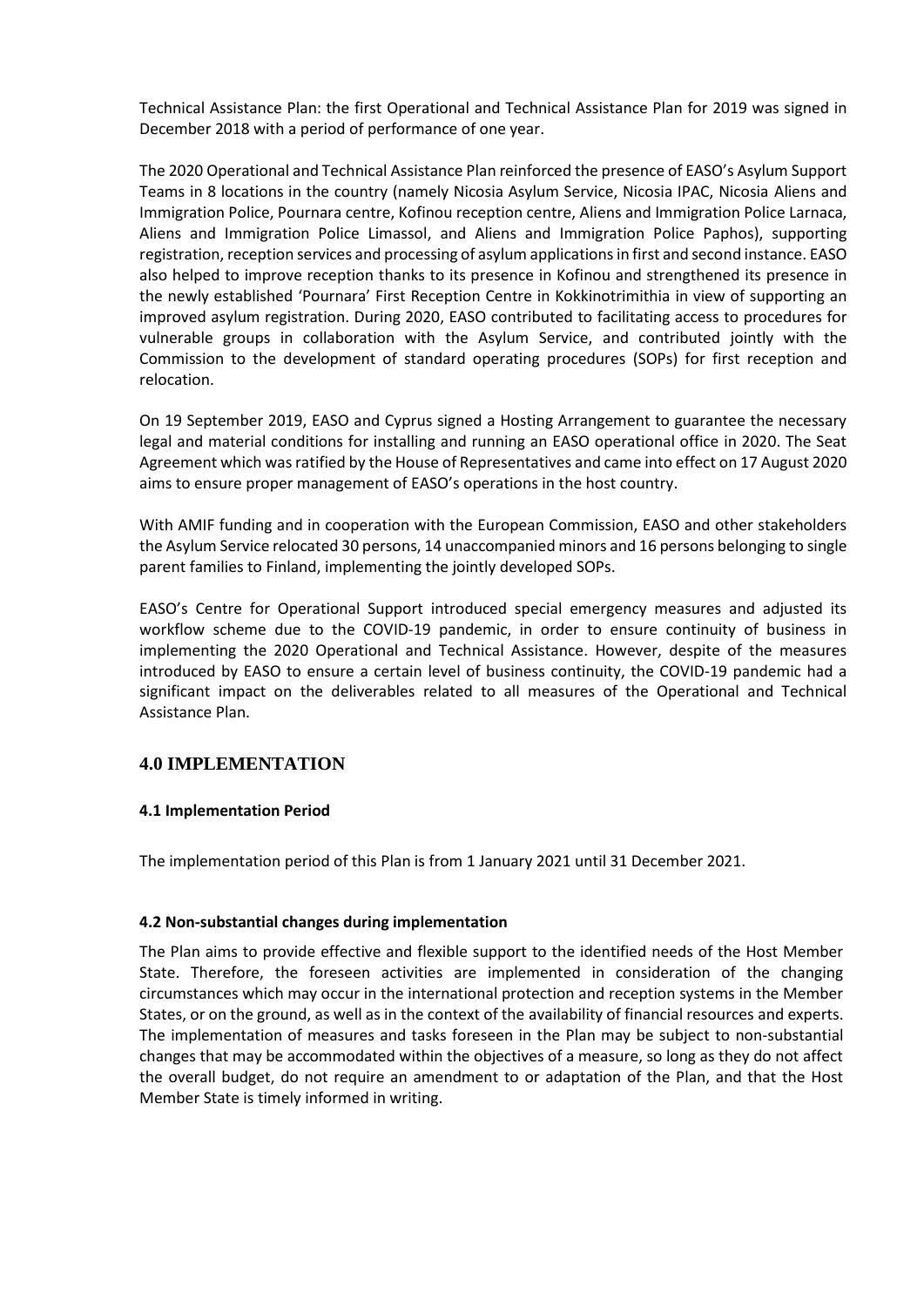Technical Assistance Plan: the first Operational and Technical Assistance Plan for 2019 was signed in December 2018 with a period of performance of one year.

The 2020 Operational and Technical Assistance Plan reinforced the presence of EASO's Asylum Support Teams in 8 locations in the country (namely Nicosia Asylum Service, Nicosia IPAC, Nicosia Aliens and Immigration Police, Pournara centre, Kofinou reception centre, Aliens and Immigration Police Larnaca, Aliens and Immigration Police Limassol, and Aliens and Immigration Police Paphos), supporting registration, reception services and processing of asylum applications in first and second instance. EASO also helped to improve reception thanks to its presence in Kofinou and strengthened its presence in the newly established 'Pournara' First Reception Centre in Kokkinotrimithia in view of supporting an improved asylum registration. During 2020, EASO contributed to facilitating access to procedures for vulnerable groups in collaboration with the Asylum Service, and contributed jointly with the Commission to the development of standard operating procedures (SOPs) for first reception and relocation.

On 19 September 2019, EASO and Cyprus signed a Hosting Arrangement to guarantee the necessary legal and material conditions for installing and running an EASO operational office in 2020. The Seat Agreement which was ratified by the House of Representatives and came into effect on 17 August 2020 aims to ensure proper management of EASO's operations in the host country.

With AMIF funding and in cooperation with the European Commission, EASO and other stakeholders the Asylum Service relocated 30 persons, 14 unaccompanied minors and 16 persons belonging to single parent families to Finland, implementing the jointly developed SOPs.

EASO's Centre for Operational Support introduced special emergency measures and adjusted its workflow scheme due to the COVID-19 pandemic, in order to ensure continuity of business in implementing the 2020 Operational and Technical Assistance. However, despite of the measures introduced by EASO to ensure a certain level of business continuity, the COVID-19 pandemic had a significant impact on the deliverables related to all measures of the Operational and Technical Assistance Plan.

## 4.0 IMPLEMENTATION

### 4.1 Implementation Period

The implementation period of this Plan is from 1 January 2021 until 31 December 2021.

### 4.2 Non-substantial changes during implementation

The Plan aims to provide effective and flexible support to the identified needs of the Host Member State. Therefore, the foreseen activities are implemented in consideration of the changing circumstances which may occur in the international protection and reception systems in the Member States, or on the ground, as well as in the context of the availability of financial resources and experts. The implementation of measures and tasks foreseen in the Plan may be subject to non-substantial changes that may be accommodated within the objectives of a measure, so long as they do not affect the overall budget, do not require an amendment to or adaptation of the Plan, and that the Host Member State is timely informed in writing.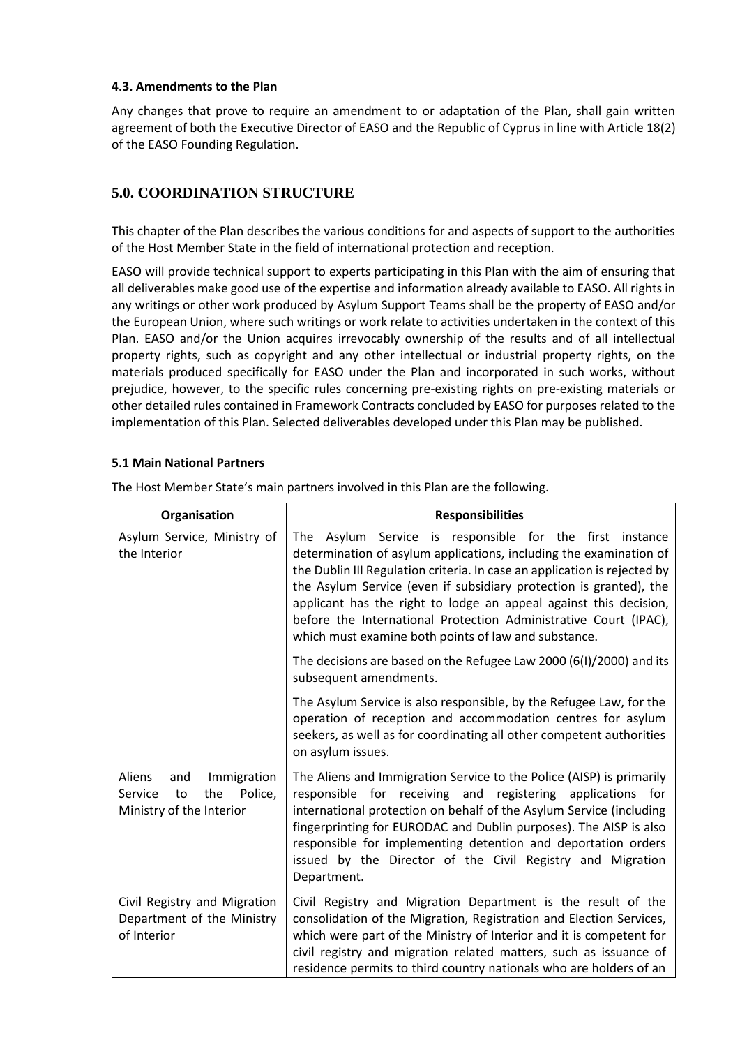#### 4.3. Amendments to the Plan

Any changes that prove to require an amendment to or adaptation of the Plan, shall gain written agreement of both the Executive Director of EASO and the Republic of Cyprus in line with Article 18(2) of the EASO Founding Regulation.

## 5.0. COORDINATION STRUCTURE

This chapter of the Plan describes the various conditions for and aspects of support to the authorities of the Host Member State in the field of international protection and reception.

EASO will provide technical support to experts participating in this Plan with the aim of ensuring that all deliverables make good use of the expertise and information already available to EASO. All rights in any writings or other work produced by Asylum Support Teams shall be the property of EASO and/or the European Union, where such writings or work relate to activities undertaken in the context of this Plan. EASO and/or the Union acquires irrevocably ownership of the results and of all intellectual property rights, such as copyright and any other intellectual or industrial property rights, on the materials produced specifically for EASO under the Plan and incorporated in such works, without prejudice, however, to the specific rules concerning pre-existing rights on pre-existing materials or other detailed rules contained in Framework Contracts concluded by EASO for purposes related to the implementation of this Plan. Selected deliverables developed under this Plan may be published.

#### 5.1 Main National Partners

The Host Member State's main partners involved in this Plan are the following.

| Organisation | Responsibilities |
|---|---|
| Asylum Service, Ministry of the Interior | The Asylum Service is responsible for the first instance determination of asylum applications, including the examination of the Dublin III Regulation criteria. In case an application is rejected by the Asylum Service (even if subsidiary protection is granted), the applicant has the right to lodge an appeal against this decision, before the International Protection Administrative Court (IPAC), which must examine both points of law and substance.<br><br>The decisions are based on the Refugee Law 2000 (6(I)/2000) and its subsequent amendments.<br><br>The Asylum Service is also responsible, by the Refugee Law, for the operation of reception and accommodation centres for asylum seekers, as well as for coordinating all other competent authorities on asylum issues. |
| Aliens and Immigration Service to the Police, Ministry of the Interior | The Aliens and Immigration Service to the Police (AISP) is primarily responsible for receiving and registering applications for international protection on behalf of the Asylum Service (including fingerprinting for EURODAC and Dublin purposes). The AISP is also responsible for implementing detention and deportation orders issued by the Director of the Civil Registry and Migration Department. |
| Civil Registry and Migration Department of the Ministry of Interior | Civil Registry and Migration Department is the result of the consolidation of the Migration, Registration and Election Services, which were part of the Ministry of Interior and it is competent for civil registry and migration related matters, such as issuance of residence permits to third country nationals who are holders of an |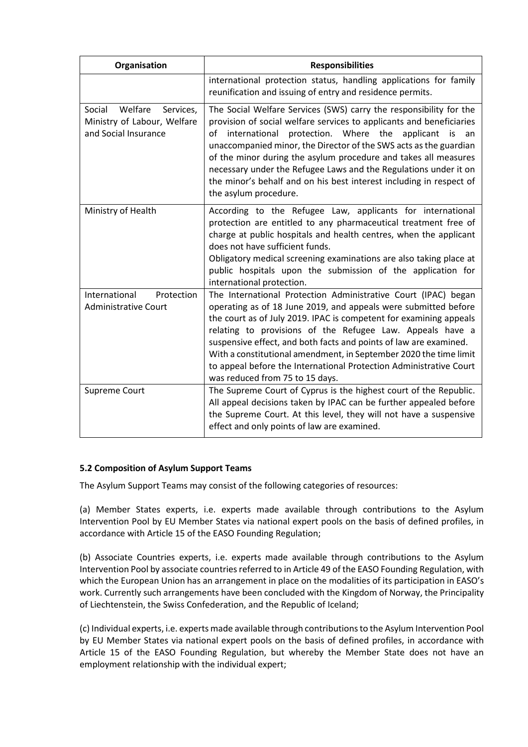| Organisation | Responsibilities |
|---|---|
| | international protection status, handling applications for family reunification and issuing of entry and residence permits. |
| Social Welfare Services, Ministry of Labour, Welfare and Social Insurance | The Social Welfare Services (SWS) carry the responsibility for the provision of social welfare services to applicants and beneficiaries of international protection. Where the applicant is an unaccompanied minor, the Director of the SWS acts as the guardian of the minor during the asylum procedure and takes all measures necessary under the Refugee Laws and the Regulations under it on the minor's behalf and on his best interest including in respect of the asylum procedure. |
| Ministry of Health | According to the Refugee Law, applicants for international protection are entitled to any pharmaceutical treatment free of charge at public hospitals and health centres, when the applicant does not have sufficient funds.<br>Obligatory medical screening examinations are also taking place at public hospitals upon the submission of the application for international protection. |
| International Protection Administrative Court | The International Protection Administrative Court (IPAC) began operating as of 18 June 2019, and appeals were submitted before the court as of July 2019. IPAC is competent for examining appeals relating to provisions of the Refugee Law. Appeals have a suspensive effect, and both facts and points of law are examined.<br>With a constitutional amendment, in September 2020 the time limit to appeal before the International Protection Administrative Court was reduced from 75 to 15 days. |
| Supreme Court | The Supreme Court of Cyprus is the highest court of the Republic. All appeal decisions taken by IPAC can be further appealed before the Supreme Court. At this level, they will not have a suspensive effect and only points of law are examined. |

### 5.2 Composition of Asylum Support Teams

The Asylum Support Teams may consist of the following categories of resources:

(a) Member States experts, i.e. experts made available through contributions to the Asylum Intervention Pool by EU Member States via national expert pools on the basis of defined profiles, in accordance with Article 15 of the EASO Founding Regulation;

(b) Associate Countries experts, i.e. experts made available through contributions to the Asylum Intervention Pool by associate countries referred to in Article 49 of the EASO Founding Regulation, with which the European Union has an arrangement in place on the modalities of its participation in EASO's work. Currently such arrangements have been concluded with the Kingdom of Norway, the Principality of Liechtenstein, the Swiss Confederation, and the Republic of Iceland;

(c) Individual experts, i.e. experts made available through contributions to the Asylum Intervention Pool by EU Member States via national expert pools on the basis of defined profiles, in accordance with Article 15 of the EASO Founding Regulation, but whereby the Member State does not have an employment relationship with the individual expert;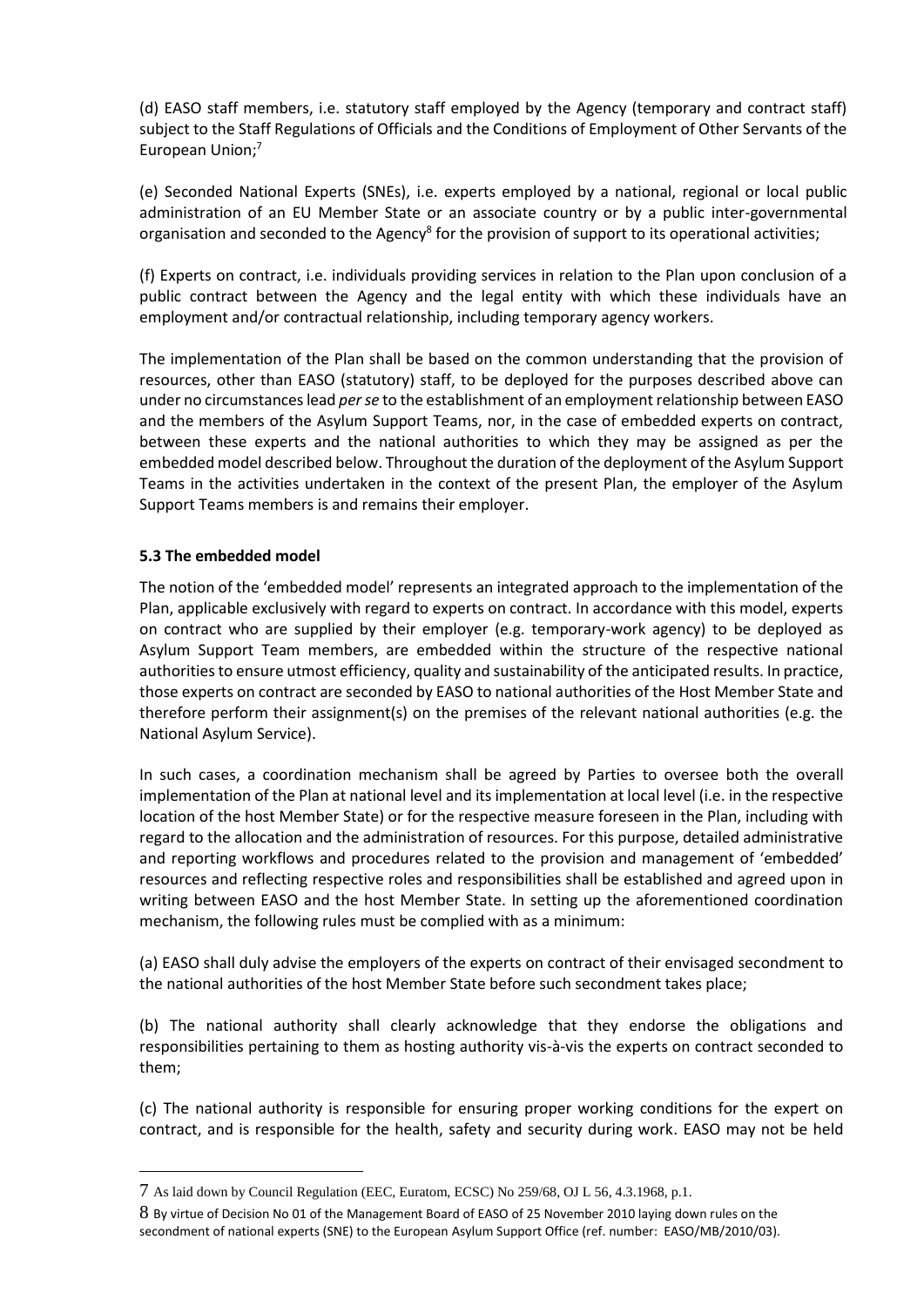(d) EASO staff members, i.e. statutory staff employed by the Agency (temporary and contract staff) subject to the Staff Regulations of Officials and the Conditions of Employment of Other Servants of the European Union;[7]

(e) Seconded National Experts (SNEs), i.e. experts employed by a national, regional or local public administration of an EU Member State or an associate country or by a public inter-governmental organisation and seconded to the Agency[8] for the provision of support to its operational activities;

(f) Experts on contract, i.e. individuals providing services in relation to the Plan upon conclusion of a public contract between the Agency and the legal entity with which these individuals have an employment and/or contractual relationship, including temporary agency workers.

The implementation of the Plan shall be based on the common understanding that the provision of resources, other than EASO (statutory) staff, to be deployed for the purposes described above can under no circumstances lead *per se* to the establishment of an employment relationship between EASO and the members of the Asylum Support Teams, nor, in the case of embedded experts on contract, between these experts and the national authorities to which they may be assigned as per the embedded model described below. Throughout the duration of the deployment of the Asylum Support Teams in the activities undertaken in the context of the present Plan, the employer of the Asylum Support Teams members is and remains their employer.

### 5.3 The embedded model

The notion of the 'embedded model' represents an integrated approach to the implementation of the Plan, applicable exclusively with regard to experts on contract. In accordance with this model, experts on contract who are supplied by their employer (e.g. temporary-work agency) to be deployed as Asylum Support Team members, are embedded within the structure of the respective national authorities to ensure utmost efficiency, quality and sustainability of the anticipated results. In practice, those experts on contract are seconded by EASO to national authorities of the Host Member State and therefore perform their assignment(s) on the premises of the relevant national authorities (e.g. the National Asylum Service).

In such cases, a coordination mechanism shall be agreed by Parties to oversee both the overall implementation of the Plan at national level and its implementation at local level (i.e. in the respective location of the host Member State) or for the respective measure foreseen in the Plan, including with regard to the allocation and the administration of resources. For this purpose, detailed administrative and reporting workflows and procedures related to the provision and management of 'embedded' resources and reflecting respective roles and responsibilities shall be established and agreed upon in writing between EASO and the host Member State. In setting up the aforementioned coordination mechanism, the following rules must be complied with as a minimum:

(a) EASO shall duly advise the employers of the experts on contract of their envisaged secondment to the national authorities of the host Member State before such secondment takes place;

(b) The national authority shall clearly acknowledge that they endorse the obligations and responsibilities pertaining to them as hosting authority vis-à-vis the experts on contract seconded to them;

(c) The national authority is responsible for ensuring proper working conditions for the expert on contract, and is responsible for the health, safety and security during work. EASO may not be held

---

[7] As laid down by Council Regulation (EEC, Euratom, ECSC) No 259/68, OJ L 56, 4.3.1968, p.1.

[8] By virtue of Decision No 01 of the Management Board of EASO of 25 November 2010 laying down rules on the secondment of national experts (SNE) to the European Asylum Support Office (ref. number: EASO/MB/2010/03).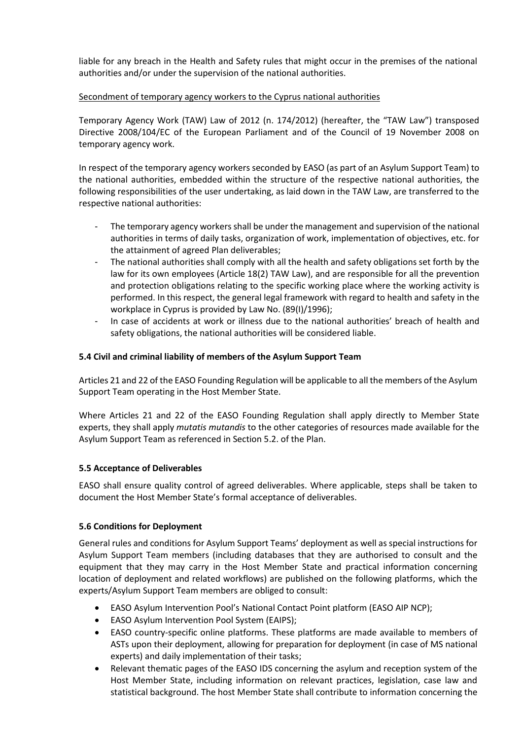liable for any breach in the Health and Safety rules that might occur in the premises of the national authorities and/or under the supervision of the national authorities.

Secondment of temporary agency workers to the Cyprus national authorities

Temporary Agency Work (TAW) Law of 2012 (n. 174/2012) (hereafter, the "TAW Law") transposed Directive 2008/104/EC of the European Parliament and of the Council of 19 November 2008 on temporary agency work.

In respect of the temporary agency workers seconded by EASO (as part of an Asylum Support Team) to the national authorities, embedded within the structure of the respective national authorities, the following responsibilities of the user undertaking, as laid down in the TAW Law, are transferred to the respective national authorities:

- The temporary agency workers shall be under the management and supervision of the national authorities in terms of daily tasks, organization of work, implementation of objectives, etc. for the attainment of agreed Plan deliverables;
- The national authorities shall comply with all the health and safety obligations set forth by the law for its own employees (Article 18(2) TAW Law), and are responsible for all the prevention and protection obligations relating to the specific working place where the working activity is performed. In this respect, the general legal framework with regard to health and safety in the workplace in Cyprus is provided by Law No. (89(I)/1996);
- In case of accidents at work or illness due to the national authorities' breach of health and safety obligations, the national authorities will be considered liable.

### 5.4 Civil and criminal liability of members of the Asylum Support Team

Articles 21 and 22 of the EASO Founding Regulation will be applicable to all the members of the Asylum Support Team operating in the Host Member State.

Where Articles 21 and 22 of the EASO Founding Regulation shall apply directly to Member State experts, they shall apply *mutatis mutandis* to the other categories of resources made available for the Asylum Support Team as referenced in Section 5.2. of the Plan.

### 5.5 Acceptance of Deliverables

EASO shall ensure quality control of agreed deliverables. Where applicable, steps shall be taken to document the Host Member State's formal acceptance of deliverables.

### 5.6 Conditions for Deployment

General rules and conditions for Asylum Support Teams' deployment as well as special instructions for Asylum Support Team members (including databases that they are authorised to consult and the equipment that they may carry in the Host Member State and practical information concerning location of deployment and related workflows) are published on the following platforms, which the experts/Asylum Support Team members are obliged to consult:

- EASO Asylum Intervention Pool's National Contact Point platform (EASO AIP NCP);
- EASO Asylum Intervention Pool System (EAIPS);
- EASO country-specific online platforms. These platforms are made available to members of ASTs upon their deployment, allowing for preparation for deployment (in case of MS national experts) and daily implementation of their tasks;
- Relevant thematic pages of the EASO IDS concerning the asylum and reception system of the Host Member State, including information on relevant practices, legislation, case law and statistical background. The host Member State shall contribute to information concerning the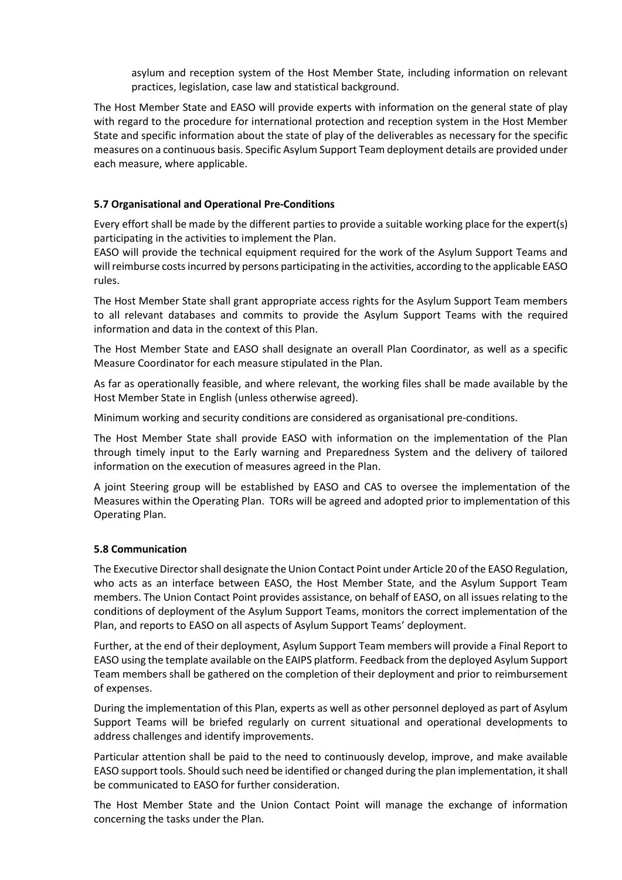asylum and reception system of the Host Member State, including information on relevant practices, legislation, case law and statistical background.

The Host Member State and EASO will provide experts with information on the general state of play with regard to the procedure for international protection and reception system in the Host Member State and specific information about the state of play of the deliverables as necessary for the specific measures on a continuous basis. Specific Asylum Support Team deployment details are provided under each measure, where applicable.

### 5.7 Organisational and Operational Pre-Conditions

Every effort shall be made by the different parties to provide a suitable working place for the expert(s) participating in the activities to implement the Plan.

EASO will provide the technical equipment required for the work of the Asylum Support Teams and will reimburse costs incurred by persons participating in the activities, according to the applicable EASO rules.

The Host Member State shall grant appropriate access rights for the Asylum Support Team members to all relevant databases and commits to provide the Asylum Support Teams with the required information and data in the context of this Plan.

The Host Member State and EASO shall designate an overall Plan Coordinator, as well as a specific Measure Coordinator for each measure stipulated in the Plan.

As far as operationally feasible, and where relevant, the working files shall be made available by the Host Member State in English (unless otherwise agreed).

Minimum working and security conditions are considered as organisational pre-conditions.

The Host Member State shall provide EASO with information on the implementation of the Plan through timely input to the Early warning and Preparedness System and the delivery of tailored information on the execution of measures agreed in the Plan.

A joint Steering group will be established by EASO and CAS to oversee the implementation of the Measures within the Operating Plan. TORs will be agreed and adopted prior to implementation of this Operating Plan.

### 5.8 Communication

The Executive Director shall designate the Union Contact Point under Article 20 of the EASO Regulation, who acts as an interface between EASO, the Host Member State, and the Asylum Support Team members. The Union Contact Point provides assistance, on behalf of EASO, on all issues relating to the conditions of deployment of the Asylum Support Teams, monitors the correct implementation of the Plan, and reports to EASO on all aspects of Asylum Support Teams' deployment.

Further, at the end of their deployment, Asylum Support Team members will provide a Final Report to EASO using the template available on the EAIPS platform. Feedback from the deployed Asylum Support Team members shall be gathered on the completion of their deployment and prior to reimbursement of expenses.

During the implementation of this Plan, experts as well as other personnel deployed as part of Asylum Support Teams will be briefed regularly on current situational and operational developments to address challenges and identify improvements.

Particular attention shall be paid to the need to continuously develop, improve, and make available EASO support tools. Should such need be identified or changed during the plan implementation, it shall be communicated to EASO for further consideration.

The Host Member State and the Union Contact Point will manage the exchange of information concerning the tasks under the Plan.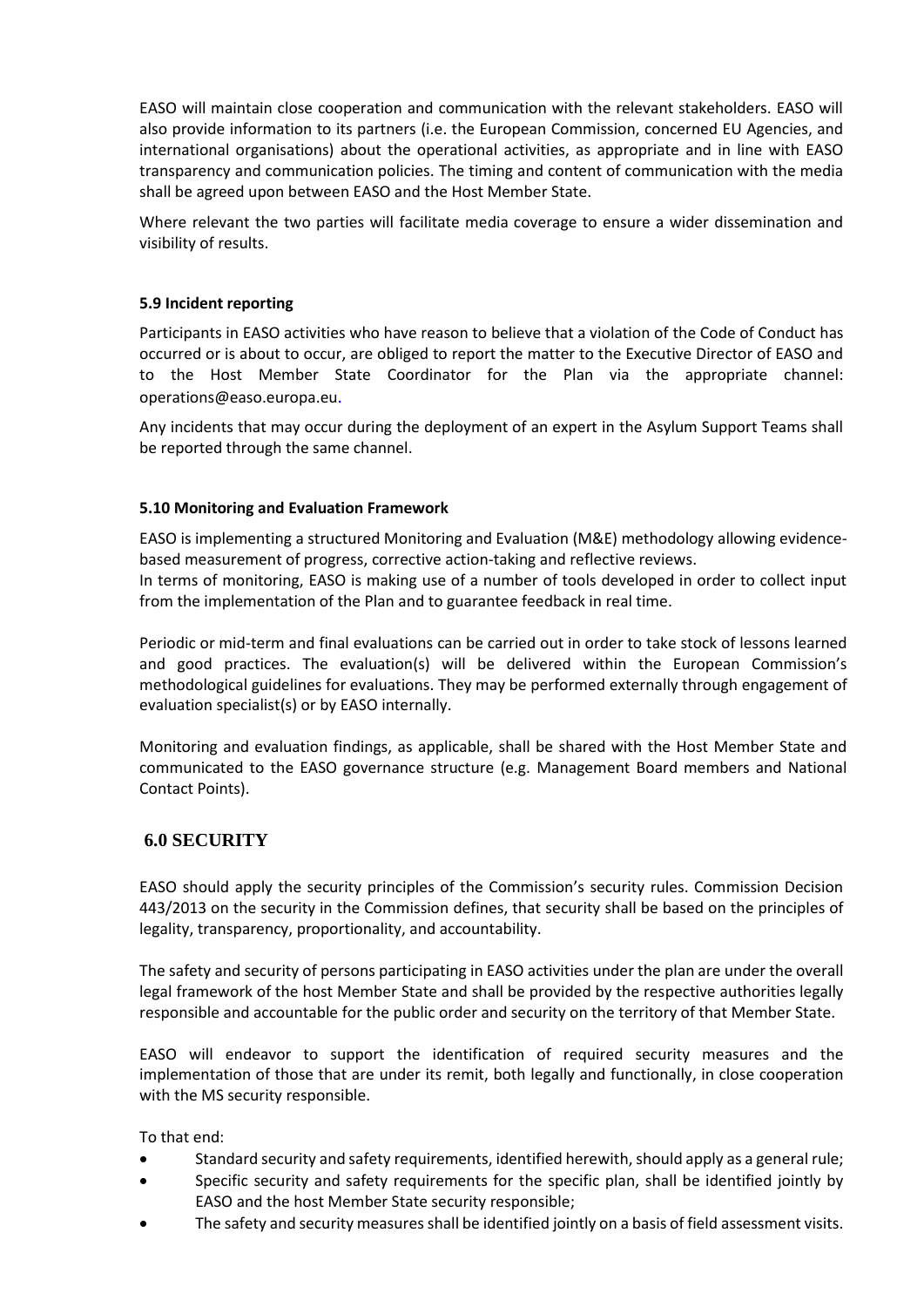EASO will maintain close cooperation and communication with the relevant stakeholders. EASO will also provide information to its partners (i.e. the European Commission, concerned EU Agencies, and international organisations) about the operational activities, as appropriate and in line with EASO transparency and communication policies. The timing and content of communication with the media shall be agreed upon between EASO and the Host Member State.

Where relevant the two parties will facilitate media coverage to ensure a wider dissemination and visibility of results.

### 5.9 Incident reporting

Participants in EASO activities who have reason to believe that a violation of the Code of Conduct has occurred or is about to occur, are obliged to report the matter to the Executive Director of EASO and to the Host Member State Coordinator for the Plan via the appropriate channel: operations@easo.europa.eu.

Any incidents that may occur during the deployment of an expert in the Asylum Support Teams shall be reported through the same channel.

### 5.10 Monitoring and Evaluation Framework

EASO is implementing a structured Monitoring and Evaluation (M&E) methodology allowing evidence-based measurement of progress, corrective action-taking and reflective reviews.
In terms of monitoring, EASO is making use of a number of tools developed in order to collect input from the implementation of the Plan and to guarantee feedback in real time.

Periodic or mid-term and final evaluations can be carried out in order to take stock of lessons learned and good practices. The evaluation(s) will be delivered within the European Commission's methodological guidelines for evaluations. They may be performed externally through engagement of evaluation specialist(s) or by EASO internally.

Monitoring and evaluation findings, as applicable, shall be shared with the Host Member State and communicated to the EASO governance structure (e.g. Management Board members and National Contact Points).

## 6.0 SECURITY

EASO should apply the security principles of the Commission's security rules. Commission Decision 443/2013 on the security in the Commission defines, that security shall be based on the principles of legality, transparency, proportionality, and accountability.

The safety and security of persons participating in EASO activities under the plan are under the overall legal framework of the host Member State and shall be provided by the respective authorities legally responsible and accountable for the public order and security on the territory of that Member State.

EASO will endeavor to support the identification of required security measures and the implementation of those that are under its remit, both legally and functionally, in close cooperation with the MS security responsible.

To that end:

- Standard security and safety requirements, identified herewith, should apply as a general rule;
- Specific security and safety requirements for the specific plan, shall be identified jointly by EASO and the host Member State security responsible;
- The safety and security measures shall be identified jointly on a basis of field assessment visits.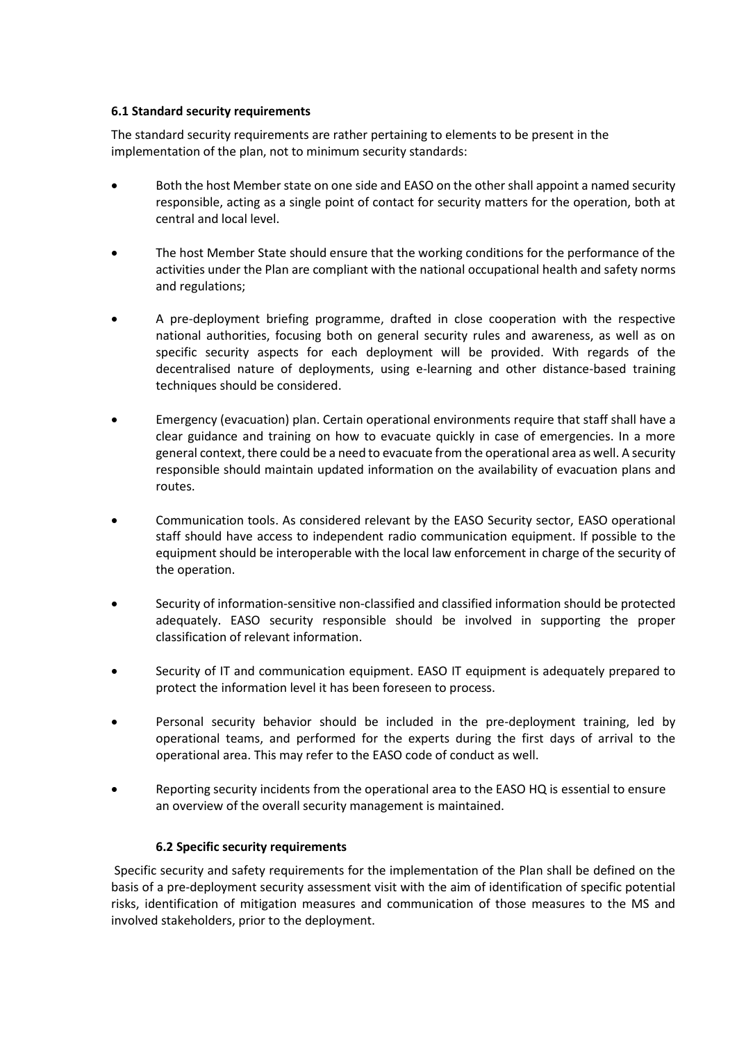### 6.1 Standard security requirements

The standard security requirements are rather pertaining to elements to be present in the implementation of the plan, not to minimum security standards:

- Both the host Member state on one side and EASO on the other shall appoint a named security responsible, acting as a single point of contact for security matters for the operation, both at central and local level.
- The host Member State should ensure that the working conditions for the performance of the activities under the Plan are compliant with the national occupational health and safety norms and regulations;
- A pre-deployment briefing programme, drafted in close cooperation with the respective national authorities, focusing both on general security rules and awareness, as well as on specific security aspects for each deployment will be provided. With regards of the decentralised nature of deployments, using e-learning and other distance-based training techniques should be considered.
- Emergency (evacuation) plan. Certain operational environments require that staff shall have a clear guidance and training on how to evacuate quickly in case of emergencies. In a more general context, there could be a need to evacuate from the operational area as well. A security responsible should maintain updated information on the availability of evacuation plans and routes.
- Communication tools. As considered relevant by the EASO Security sector, EASO operational staff should have access to independent radio communication equipment. If possible to the equipment should be interoperable with the local law enforcement in charge of the security of the operation.
- Security of information-sensitive non-classified and classified information should be protected adequately. EASO security responsible should be involved in supporting the proper classification of relevant information.
- Security of IT and communication equipment. EASO IT equipment is adequately prepared to protect the information level it has been foreseen to process.
- Personal security behavior should be included in the pre-deployment training, led by operational teams, and performed for the experts during the first days of arrival to the operational area. This may refer to the EASO code of conduct as well.
- Reporting security incidents from the operational area to the EASO HQ is essential to ensure an overview of the overall security management is maintained.

### 6.2 Specific security requirements

Specific security and safety requirements for the implementation of the Plan shall be defined on the basis of a pre-deployment security assessment visit with the aim of identification of specific potential risks, identification of mitigation measures and communication of those measures to the MS and involved stakeholders, prior to the deployment.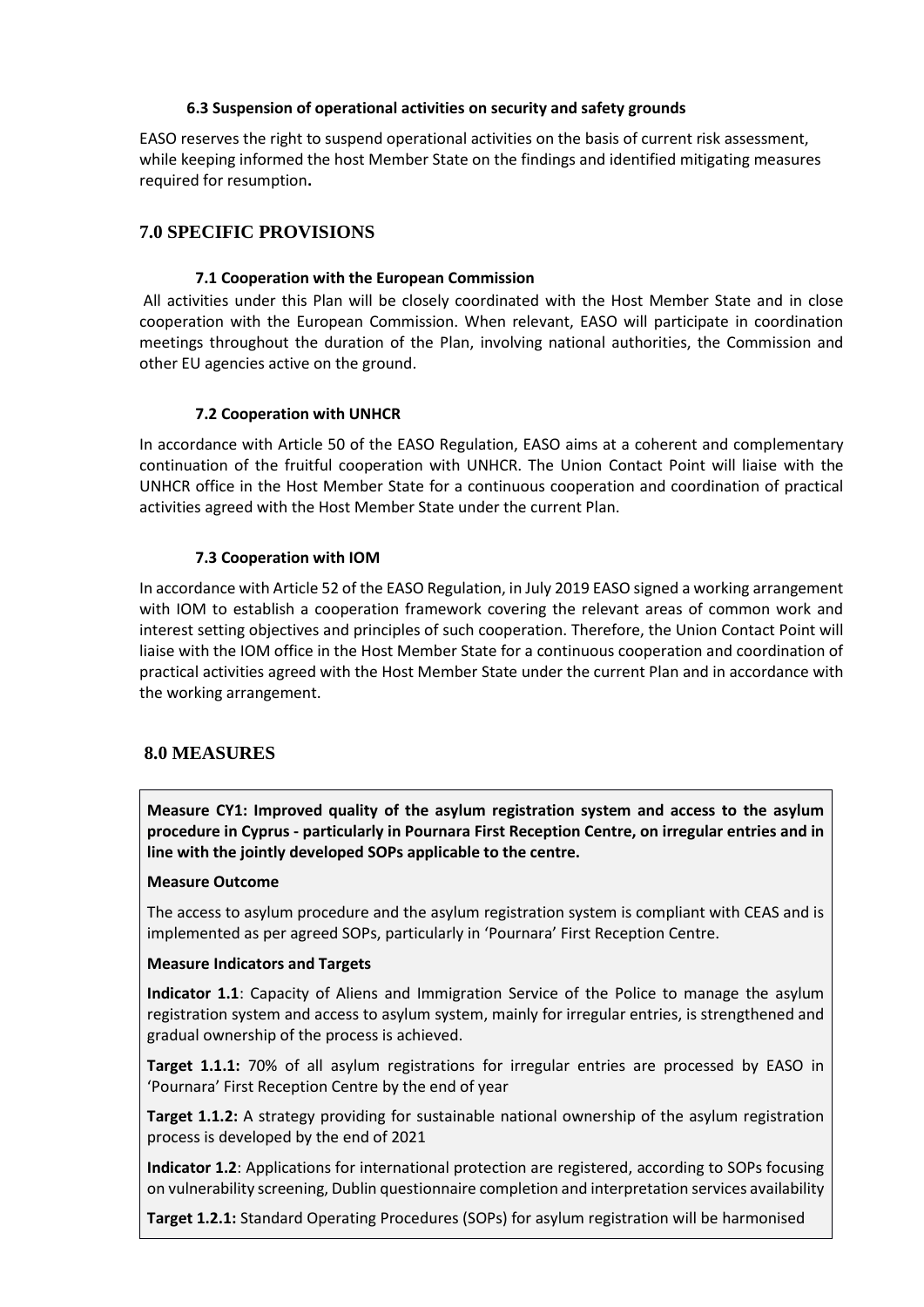### 6.3 Suspension of operational activities on security and safety grounds

EASO reserves the right to suspend operational activities on the basis of current risk assessment, while keeping informed the host Member State on the findings and identified mitigating measures required for resumption**.**

## 7.0 SPECIFIC PROVISIONS

### 7.1 Cooperation with the European Commission

All activities under this Plan will be closely coordinated with the Host Member State and in close cooperation with the European Commission. When relevant, EASO will participate in coordination meetings throughout the duration of the Plan, involving national authorities, the Commission and other EU agencies active on the ground.

### 7.2 Cooperation with UNHCR

In accordance with Article 50 of the EASO Regulation, EASO aims at a coherent and complementary continuation of the fruitful cooperation with UNHCR. The Union Contact Point will liaise with the UNHCR office in the Host Member State for a continuous cooperation and coordination of practical activities agreed with the Host Member State under the current Plan.

### 7.3 Cooperation with IOM

In accordance with Article 52 of the EASO Regulation, in July 2019 EASO signed a working arrangement with IOM to establish a cooperation framework covering the relevant areas of common work and interest setting objectives and principles of such cooperation. Therefore, the Union Contact Point will liaise with the IOM office in the Host Member State for a continuous cooperation and coordination of practical activities agreed with the Host Member State under the current Plan and in accordance with the working arrangement.

## 8.0 MEASURES

**Measure CY1: Improved quality of the asylum registration system and access to the asylum procedure in Cyprus - particularly in Pournara First Reception Centre, on irregular entries and in line with the jointly developed SOPs applicable to the centre.**

**Measure Outcome**

The access to asylum procedure and the asylum registration system is compliant with CEAS and is implemented as per agreed SOPs, particularly in 'Pournara' First Reception Centre.

**Measure Indicators and Targets**

**Indicator 1.1**: Capacity of Aliens and Immigration Service of the Police to manage the asylum registration system and access to asylum system, mainly for irregular entries, is strengthened and gradual ownership of the process is achieved.

**Target 1.1.1:** 70% of all asylum registrations for irregular entries are processed by EASO in 'Pournara' First Reception Centre by the end of year

**Target 1.1.2:** A strategy providing for sustainable national ownership of the asylum registration process is developed by the end of 2021

**Indicator 1.2**: Applications for international protection are registered, according to SOPs focusing on vulnerability screening, Dublin questionnaire completion and interpretation services availability

**Target 1.2.1:** Standard Operating Procedures (SOPs) for asylum registration will be harmonised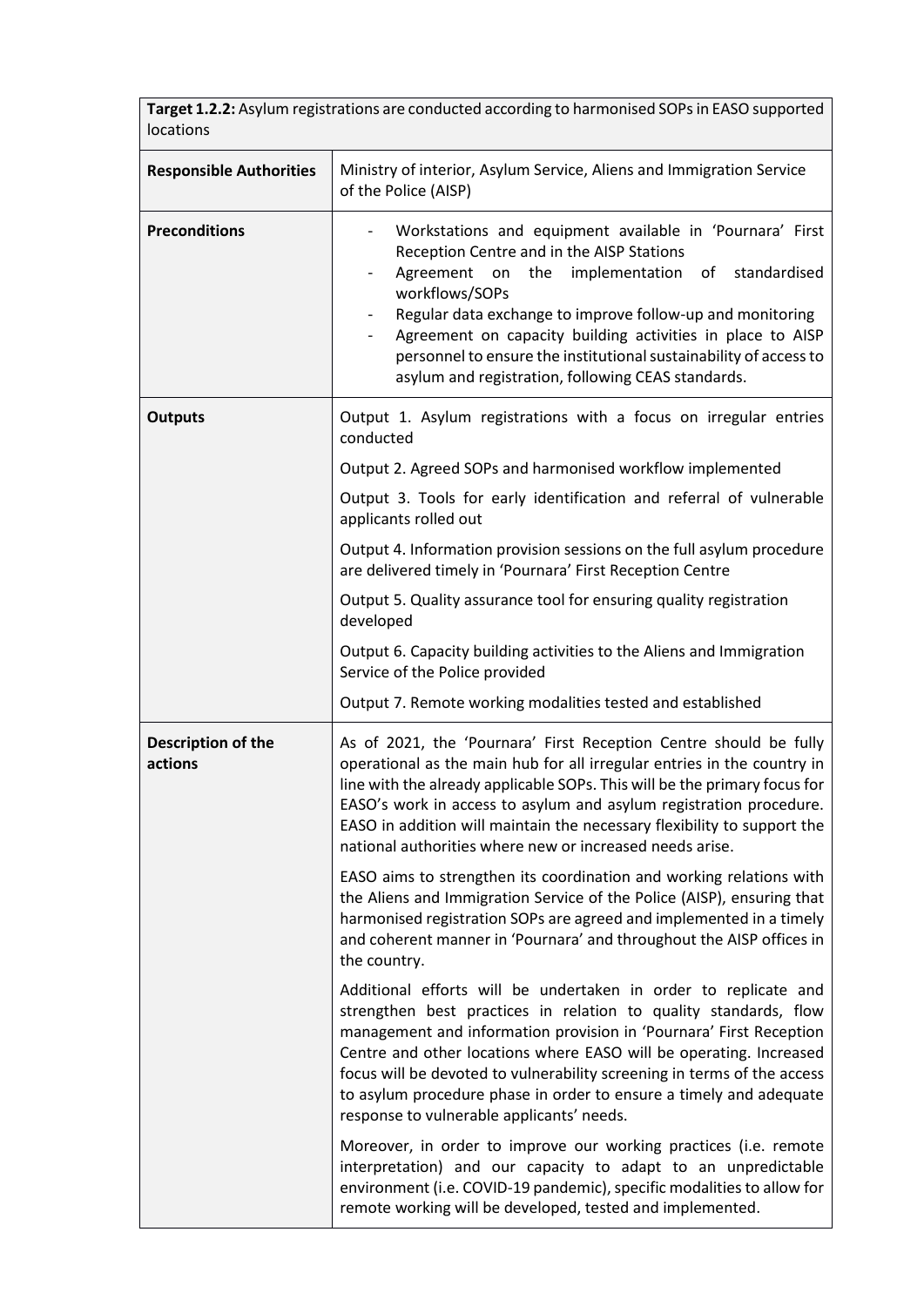| **Target 1.2.2:** Asylum registrations are conducted according to harmonised SOPs in EASO supported locations | |
|---|---|
| **Responsible Authorities** | Ministry of interior, Asylum Service, Aliens and Immigration Service of the Police (AISP) |
| **Preconditions** | - Workstations and equipment available in 'Pournara' First Reception Centre and in the AISP Stations<br>- Agreement on the implementation of standardised workflows/SOPs<br>- Regular data exchange to improve follow-up and monitoring<br>- Agreement on capacity building activities in place to AISP personnel to ensure the institutional sustainability of access to asylum and registration, following CEAS standards. |
| **Outputs** | Output 1. Asylum registrations with a focus on irregular entries conducted<br><br>Output 2. Agreed SOPs and harmonised workflow implemented<br><br>Output 3. Tools for early identification and referral of vulnerable applicants rolled out<br><br>Output 4. Information provision sessions on the full asylum procedure are delivered timely in 'Pournara' First Reception Centre<br><br>Output 5. Quality assurance tool for ensuring quality registration developed<br><br>Output 6. Capacity building activities to the Aliens and Immigration Service of the Police provided<br><br>Output 7. Remote working modalities tested and established |
| **Description of the actions** | As of 2021, the 'Pournara' First Reception Centre should be fully operational as the main hub for all irregular entries in the country in line with the already applicable SOPs. This will be the primary focus for EASO's work in access to asylum and asylum registration procedure. EASO in addition will maintain the necessary flexibility to support the national authorities where new or increased needs arise.<br><br>EASO aims to strengthen its coordination and working relations with the Aliens and Immigration Service of the Police (AISP), ensuring that harmonised registration SOPs are agreed and implemented in a timely and coherent manner in 'Pournara' and throughout the AISP offices in the country.<br><br>Additional efforts will be undertaken in order to replicate and strengthen best practices in relation to quality standards, flow management and information provision in 'Pournara' First Reception Centre and other locations where EASO will be operating. Increased focus will be devoted to vulnerability screening in terms of the access to asylum procedure phase in order to ensure a timely and adequate response to vulnerable applicants' needs.<br><br>Moreover, in order to improve our working practices (i.e. remote interpretation) and our capacity to adapt to an unpredictable environment (i.e. COVID-19 pandemic), specific modalities to allow for remote working will be developed, tested and implemented. |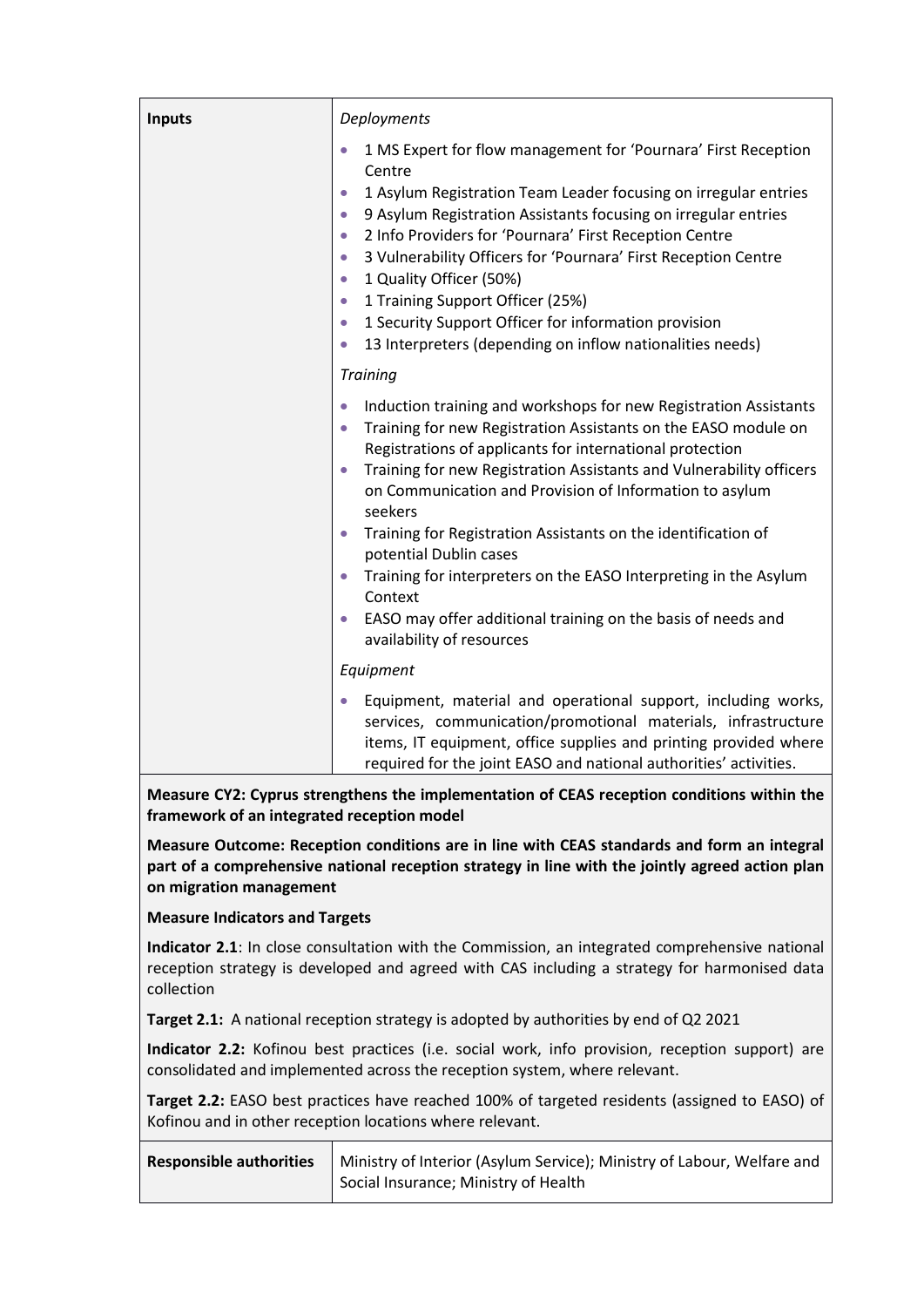| Inputs | *Deployments*<br><br>• 1 MS Expert for flow management for 'Pournara' First Reception Centre<br>• 1 Asylum Registration Team Leader focusing on irregular entries<br>• 9 Asylum Registration Assistants focusing on irregular entries<br>• 2 Info Providers for 'Pournara' First Reception Centre<br>• 3 Vulnerability Officers for 'Pournara' First Reception Centre<br>• 1 Quality Officer (50%)<br>• 1 Training Support Officer (25%)<br>• 1 Security Support Officer for information provision<br>• 13 Interpreters (depending on inflow nationalities needs)<br><br>*Training*<br><br>• Induction training and workshops for new Registration Assistants<br>• Training for new Registration Assistants on the EASO module on Registrations of applicants for international protection<br>• Training for new Registration Assistants and Vulnerability officers on Communication and Provision of Information to asylum seekers<br>• Training for Registration Assistants on the identification of potential Dublin cases<br>• Training for interpreters on the EASO Interpreting in the Asylum Context<br>• EASO may offer additional training on the basis of needs and availability of resources<br><br>*Equipment*<br><br>• Equipment, material and operational support, including works, services, communication/promotional materials, infrastructure items, IT equipment, office supplies and printing provided where required for the joint EASO and national authorities' activities. |
|---|---|

**Measure CY2: Cyprus strengthens the implementation of CEAS reception conditions within the framework of an integrated reception model**

**Measure Outcome: Reception conditions are in line with CEAS standards and form an integral part of a comprehensive national reception strategy in line with the jointly agreed action plan on migration management**

**Measure Indicators and Targets**

**Indicator 2.1**: In close consultation with the Commission, an integrated comprehensive national reception strategy is developed and agreed with CAS including a strategy for harmonised data collection

**Target 2.1:** A national reception strategy is adopted by authorities by end of Q2 2021

**Indicator 2.2:** Kofinou best practices (i.e. social work, info provision, reception support) are consolidated and implemented across the reception system, where relevant.

**Target 2.2:** EASO best practices have reached 100% of targeted residents (assigned to EASO) of Kofinou and in other reception locations where relevant.

| Responsible authorities | Ministry of Interior (Asylum Service); Ministry of Labour, Welfare and Social Insurance; Ministry of Health |
|---|---|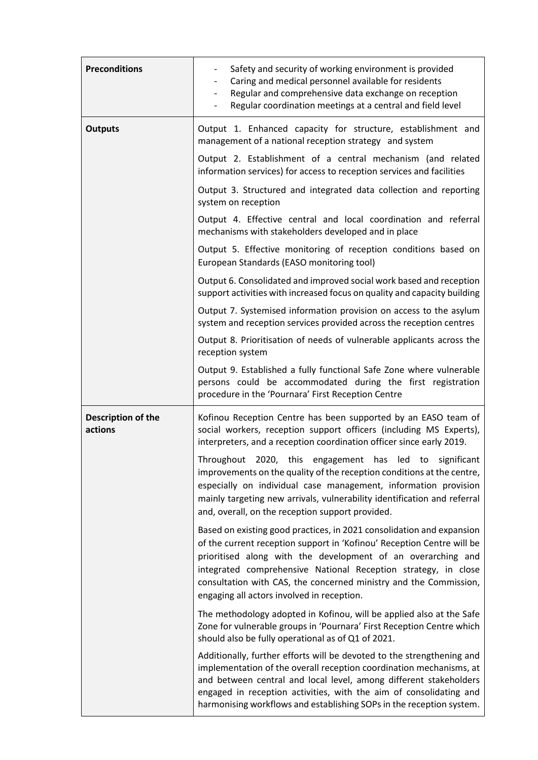| | |
|---|---|
| **Preconditions** | - Safety and security of working environment is provided<br>- Caring and medical personnel available for residents<br>- Regular and comprehensive data exchange on reception<br>- Regular coordination meetings at a central and field level |
| **Outputs** | Output 1. Enhanced capacity for structure, establishment and management of a national reception strategy and system<br><br>Output 2. Establishment of a central mechanism (and related information services) for access to reception services and facilities<br><br>Output 3. Structured and integrated data collection and reporting system on reception<br><br>Output 4. Effective central and local coordination and referral mechanisms with stakeholders developed and in place<br><br>Output 5. Effective monitoring of reception conditions based on European Standards (EASO monitoring tool)<br><br>Output 6. Consolidated and improved social work based and reception support activities with increased focus on quality and capacity building<br><br>Output 7. Systemised information provision on access to the asylum system and reception services provided across the reception centres<br><br>Output 8. Prioritisation of needs of vulnerable applicants across the reception system<br><br>Output 9. Established a fully functional Safe Zone where vulnerable persons could be accommodated during the first registration procedure in the 'Pournara' First Reception Centre |
| **Description of the actions** | Kofinou Reception Centre has been supported by an EASO team of social workers, reception support officers (including MS Experts), interpreters, and a reception coordination officer since early 2019.<br><br>Throughout 2020, this engagement has led to significant improvements on the quality of the reception conditions at the centre, especially on individual case management, information provision mainly targeting new arrivals, vulnerability identification and referral and, overall, on the reception support provided.<br><br>Based on existing good practices, in 2021 consolidation and expansion of the current reception support in 'Kofinou' Reception Centre will be prioritised along with the development of an overarching and integrated comprehensive National Reception strategy, in close consultation with CAS, the concerned ministry and the Commission, engaging all actors involved in reception.<br><br>The methodology adopted in Kofinou, will be applied also at the Safe Zone for vulnerable groups in 'Pournara' First Reception Centre which should also be fully operational as of Q1 of 2021.<br><br>Additionally, further efforts will be devoted to the strengthening and implementation of the overall reception coordination mechanisms, at and between central and local level, among different stakeholders engaged in reception activities, with the aim of consolidating and harmonising workflows and establishing SOPs in the reception system. |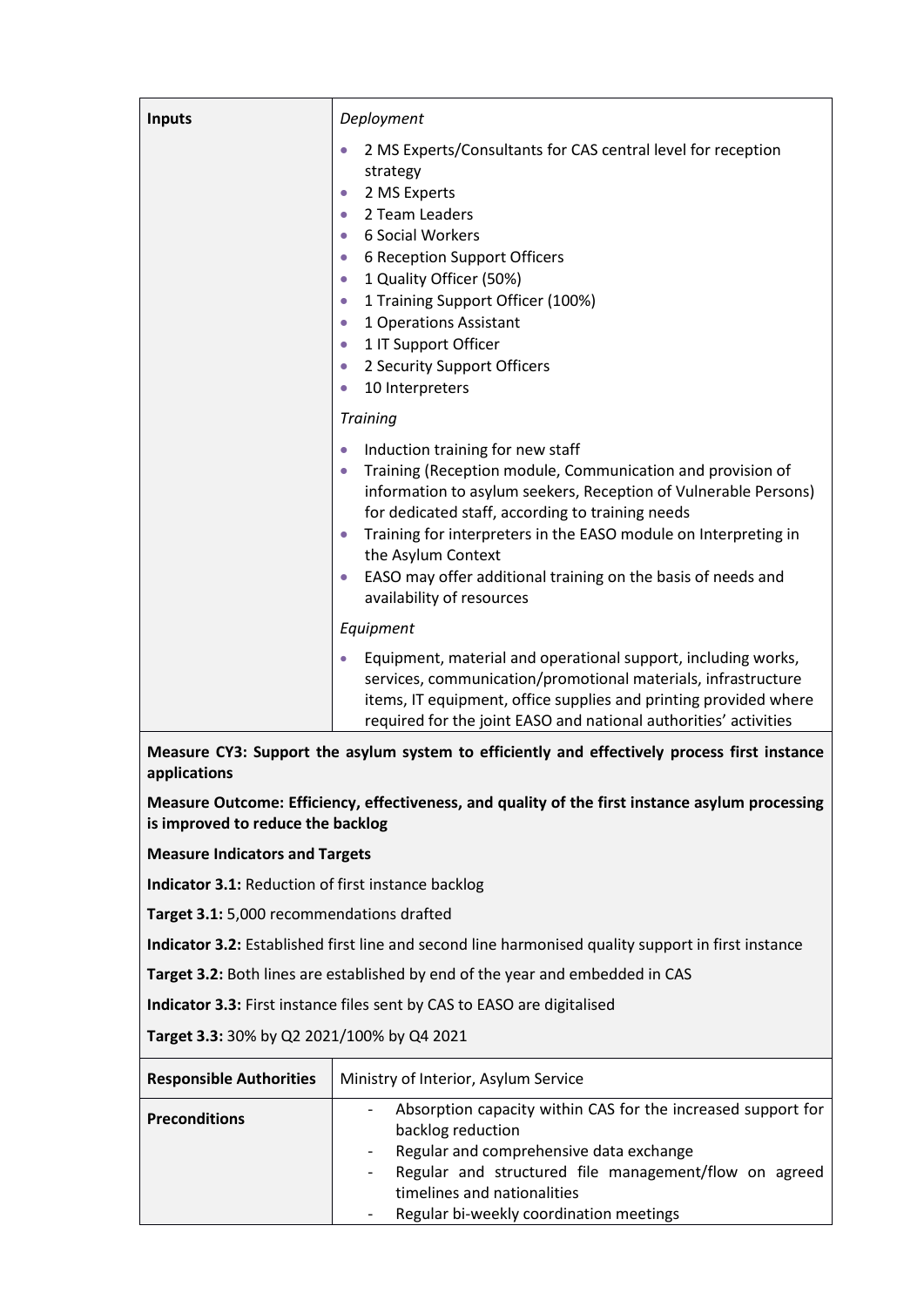| | |
|---|---|
| **Inputs** | *Deployment*<br><br>- 2 MS Experts/Consultants for CAS central level for reception strategy<br>- 2 MS Experts<br>- 2 Team Leaders<br>- 6 Social Workers<br>- 6 Reception Support Officers<br>- 1 Quality Officer (50%)<br>- 1 Training Support Officer (100%)<br>- 1 Operations Assistant<br>- 1 IT Support Officer<br>- 2 Security Support Officers<br>- 10 Interpreters<br><br>*Training*<br><br>- Induction training for new staff<br>- Training (Reception module, Communication and provision of information to asylum seekers, Reception of Vulnerable Persons) for dedicated staff, according to training needs<br>- Training for interpreters in the EASO module on Interpreting in the Asylum Context<br>- EASO may offer additional training on the basis of needs and availability of resources<br><br>*Equipment*<br><br>- Equipment, material and operational support, including works, services, communication/promotional materials, infrastructure items, IT equipment, office supplies and printing provided where required for the joint EASO and national authorities' activities |

**Measure CY3: Support the asylum system to efficiently and effectively process first instance applications**

**Measure Outcome: Efficiency, effectiveness, and quality of the first instance asylum processing is improved to reduce the backlog**

**Measure Indicators and Targets**

**Indicator 3.1:** Reduction of first instance backlog

**Target 3.1:** 5,000 recommendations drafted

**Indicator 3.2:** Established first line and second line harmonised quality support in first instance

**Target 3.2:** Both lines are established by end of the year and embedded in CAS

**Indicator 3.3:** First instance files sent by CAS to EASO are digitalised

**Target 3.3:** 30% by Q2 2021/100% by Q4 2021

| | |
|---|---|
| **Responsible Authorities** | Ministry of Interior, Asylum Service |
| **Preconditions** | - Absorption capacity within CAS for the increased support for backlog reduction<br>- Regular and comprehensive data exchange<br>- Regular and structured file management/flow on agreed timelines and nationalities<br>- Regular bi-weekly coordination meetings |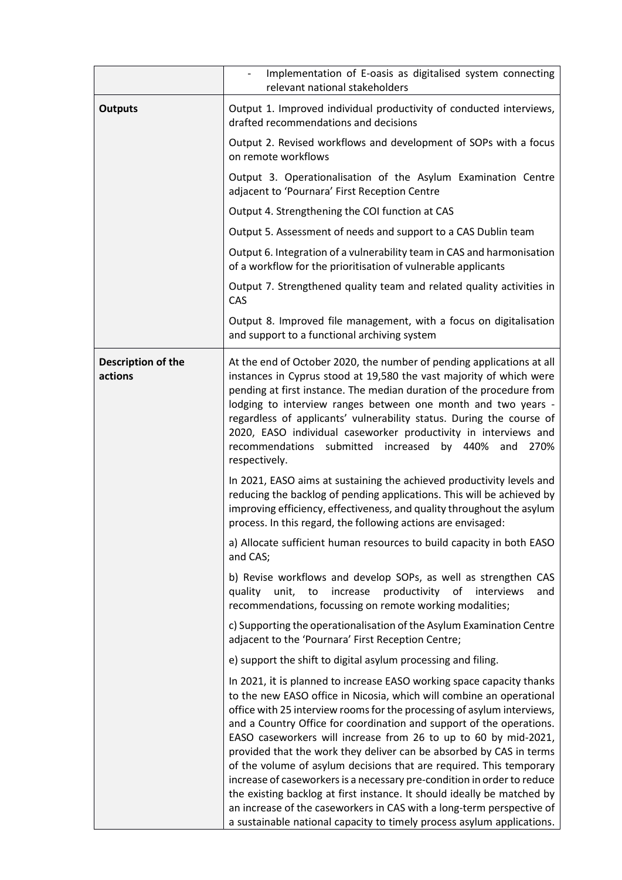| | |
|---|---|
| | - Implementation of E-oasis as digitalised system connecting relevant national stakeholders |
| **Outputs** | Output 1. Improved individual productivity of conducted interviews, drafted recommendations and decisions<br><br>Output 2. Revised workflows and development of SOPs with a focus on remote workflows<br><br>Output 3. Operationalisation of the Asylum Examination Centre adjacent to 'Pournara' First Reception Centre<br><br>Output 4. Strengthening the COI function at CAS<br><br>Output 5. Assessment of needs and support to a CAS Dublin team<br><br>Output 6. Integration of a vulnerability team in CAS and harmonisation of a workflow for the prioritisation of vulnerable applicants<br><br>Output 7. Strengthened quality team and related quality activities in CAS<br><br>Output 8. Improved file management, with a focus on digitalisation and support to a functional archiving system |
| **Description of the actions** | At the end of October 2020, the number of pending applications at all instances in Cyprus stood at 19,580 the vast majority of which were pending at first instance. The median duration of the procedure from lodging to interview ranges between one month and two years - regardless of applicants' vulnerability status. During the course of 2020, EASO individual caseworker productivity in interviews and recommendations submitted increased by 440% and 270% respectively.<br><br>In 2021, EASO aims at sustaining the achieved productivity levels and reducing the backlog of pending applications. This will be achieved by improving efficiency, effectiveness, and quality throughout the asylum process. In this regard, the following actions are envisaged:<br><br>a) Allocate sufficient human resources to build capacity in both EASO and CAS;<br><br>b) Revise workflows and develop SOPs, as well as strengthen CAS quality unit, to increase productivity of interviews and recommendations, focussing on remote working modalities;<br><br>c) Supporting the operationalisation of the Asylum Examination Centre adjacent to the 'Pournara' First Reception Centre;<br><br>e) support the shift to digital asylum processing and filing.<br><br>In 2021, it is planned to increase EASO working space capacity thanks to the new EASO office in Nicosia, which will combine an operational office with 25 interview rooms for the processing of asylum interviews, and a Country Office for coordination and support of the operations. EASO caseworkers will increase from 26 to up to 60 by mid-2021, provided that the work they deliver can be absorbed by CAS in terms of the volume of asylum decisions that are required. This temporary increase of caseworkers is a necessary pre-condition in order to reduce the existing backlog at first instance. It should ideally be matched by an increase of the caseworkers in CAS with a long-term perspective of a sustainable national capacity to timely process asylum applications. |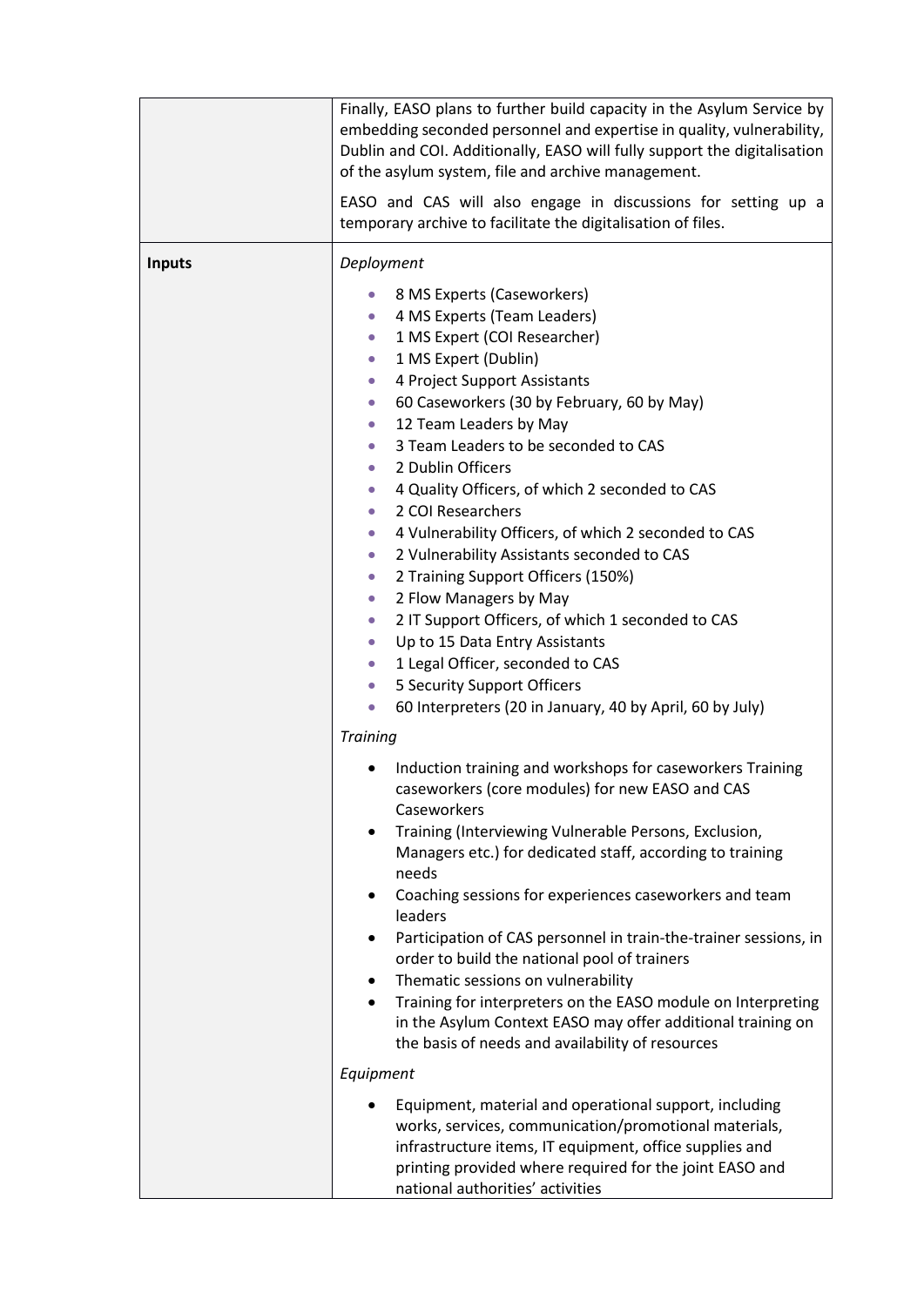| | |
|---|---|
| | Finally, EASO plans to further build capacity in the Asylum Service by embedding seconded personnel and expertise in quality, vulnerability, Dublin and COI. Additionally, EASO will fully support the digitalisation of the asylum system, file and archive management.<br><br>EASO and CAS will also engage in discussions for setting up a temporary archive to facilitate the digitalisation of files. |
| **Inputs** | *Deployment*<br><br>• 8 MS Experts (Caseworkers)<br>• 4 MS Experts (Team Leaders)<br>• 1 MS Expert (COI Researcher)<br>• 1 MS Expert (Dublin)<br>• 4 Project Support Assistants<br>• 60 Caseworkers (30 by February, 60 by May)<br>• 12 Team Leaders by May<br>• 3 Team Leaders to be seconded to CAS<br>• 2 Dublin Officers<br>• 4 Quality Officers, of which 2 seconded to CAS<br>• 2 COI Researchers<br>• 4 Vulnerability Officers, of which 2 seconded to CAS<br>• 2 Vulnerability Assistants seconded to CAS<br>• 2 Training Support Officers (150%)<br>• 2 Flow Managers by May<br>• 2 IT Support Officers, of which 1 seconded to CAS<br>• Up to 15 Data Entry Assistants<br>• 1 Legal Officer, seconded to CAS<br>• 5 Security Support Officers<br>• 60 Interpreters (20 in January, 40 by April, 60 by July)<br><br>*Training*<br><br>• Induction training and workshops for caseworkers Training caseworkers (core modules) for new EASO and CAS Caseworkers<br>• Training (Interviewing Vulnerable Persons, Exclusion, Managers etc.) for dedicated staff, according to training needs<br>• Coaching sessions for experiences caseworkers and team leaders<br>• Participation of CAS personnel in train-the-trainer sessions, in order to build the national pool of trainers<br>• Thematic sessions on vulnerability<br>• Training for interpreters on the EASO module on Interpreting in the Asylum Context EASO may offer additional training on the basis of needs and availability of resources<br><br>*Equipment*<br><br>• Equipment, material and operational support, including works, services, communication/promotional materials, infrastructure items, IT equipment, office supplies and printing provided where required for the joint EASO and national authorities' activities |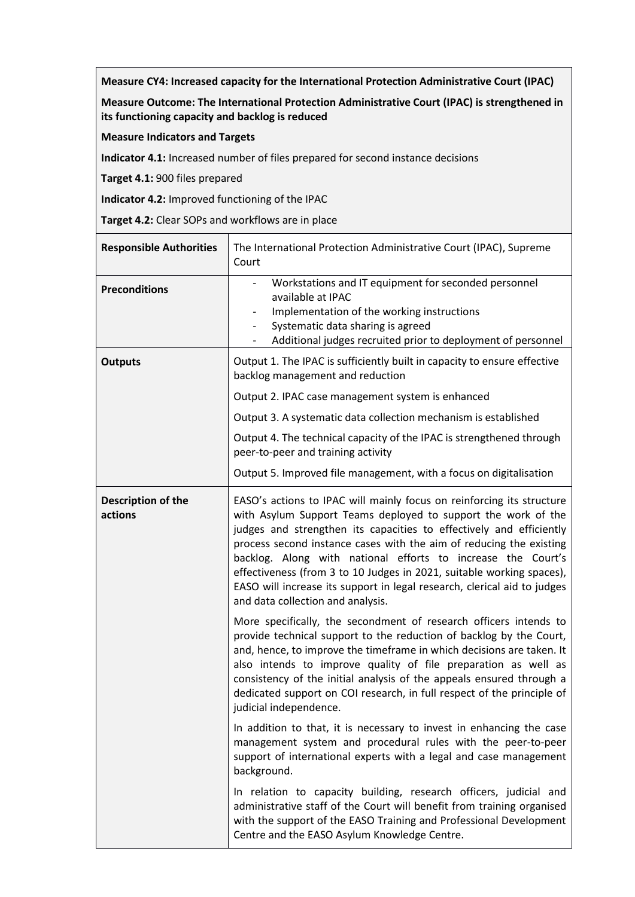**Measure CY4: Increased capacity for the International Protection Administrative Court (IPAC)**

**Measure Outcome: The International Protection Administrative Court (IPAC) is strengthened in its functioning capacity and backlog is reduced**

**Measure Indicators and Targets**

**Indicator 4.1:** Increased number of files prepared for second instance decisions

**Target 4.1:** 900 files prepared

**Indicator 4.2:** Improved functioning of the IPAC

**Target 4.2:** Clear SOPs and workflows are in place

| | |
|---|---|
| **Responsible Authorities** | The International Protection Administrative Court (IPAC), Supreme Court |
| **Preconditions** | - Workstations and IT equipment for seconded personnel available at IPAC<br>- Implementation of the working instructions<br>- Systematic data sharing is agreed<br>- Additional judges recruited prior to deployment of personnel |
| **Outputs** | Output 1. The IPAC is sufficiently built in capacity to ensure effective backlog management and reduction<br><br>Output 2. IPAC case management system is enhanced<br><br>Output 3. A systematic data collection mechanism is established<br><br>Output 4. The technical capacity of the IPAC is strengthened through peer-to-peer and training activity<br><br>Output 5. Improved file management, with a focus on digitalisation |
| **Description of the actions** | EASO's actions to IPAC will mainly focus on reinforcing its structure with Asylum Support Teams deployed to support the work of the judges and strengthen its capacities to effectively and efficiently process second instance cases with the aim of reducing the existing backlog. Along with national efforts to increase the Court's effectiveness (from 3 to 10 Judges in 2021, suitable working spaces), EASO will increase its support in legal research, clerical aid to judges and data collection and analysis.<br><br>More specifically, the secondment of research officers intends to provide technical support to the reduction of backlog by the Court, and, hence, to improve the timeframe in which decisions are taken. It also intends to improve quality of file preparation as well as consistency of the initial analysis of the appeals ensured through a dedicated support on COI research, in full respect of the principle of judicial independence.<br><br>In addition to that, it is necessary to invest in enhancing the case management system and procedural rules with the peer-to-peer support of international experts with a legal and case management background.<br><br>In relation to capacity building, research officers, judicial and administrative staff of the Court will benefit from training organised with the support of the EASO Training and Professional Development Centre and the EASO Asylum Knowledge Centre. |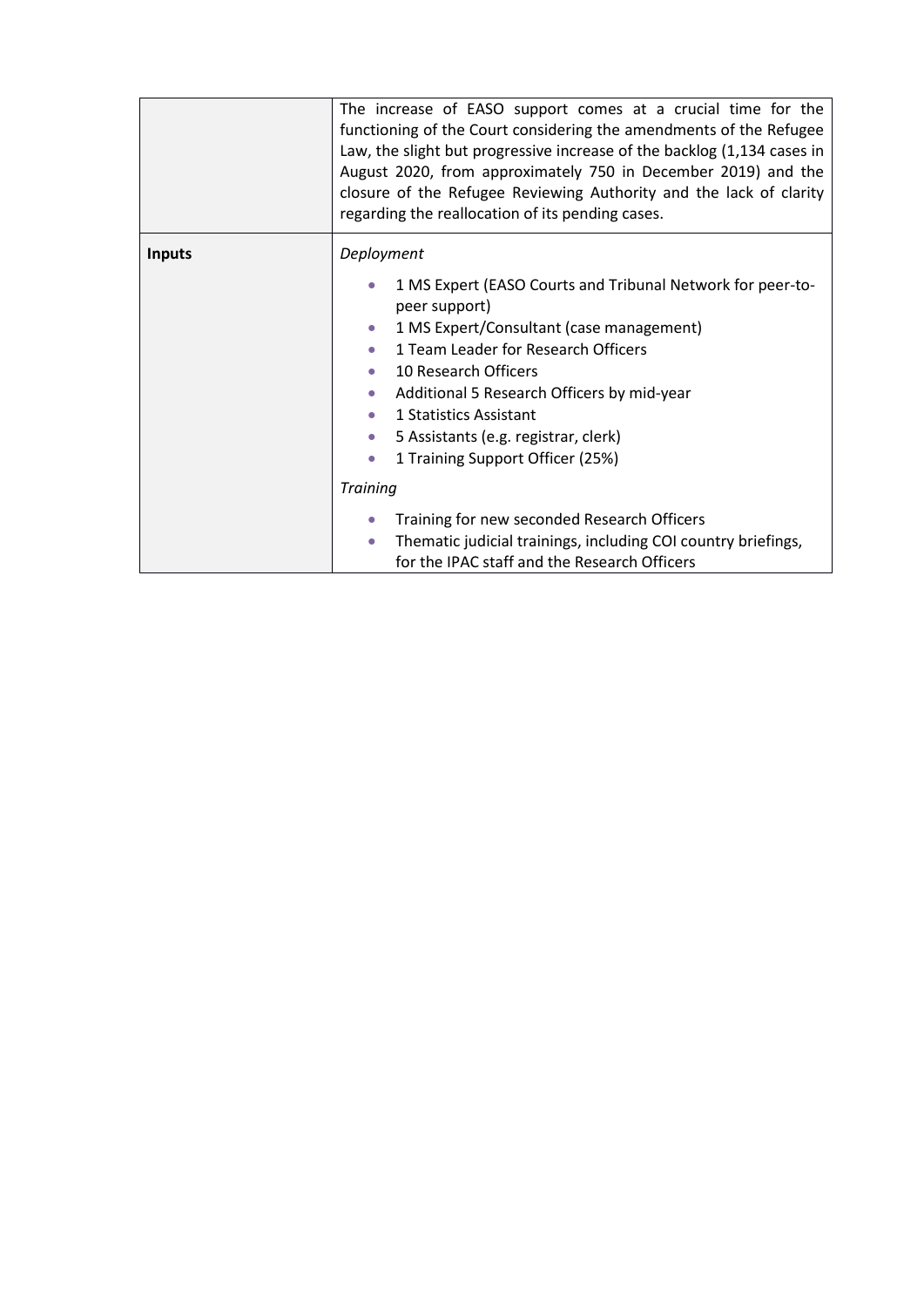| | |
|---|---|
| | The increase of EASO support comes at a crucial time for the functioning of the Court considering the amendments of the Refugee Law, the slight but progressive increase of the backlog (1,134 cases in August 2020, from approximately 750 in December 2019) and the closure of the Refugee Reviewing Authority and the lack of clarity regarding the reallocation of its pending cases. |
| **Inputs** | *Deployment*<br>• 1 MS Expert (EASO Courts and Tribunal Network for peer-to-peer support)<br>• 1 MS Expert/Consultant (case management)<br>• 1 Team Leader for Research Officers<br>• 10 Research Officers<br>• Additional 5 Research Officers by mid-year<br>• 1 Statistics Assistant<br>• 5 Assistants (e.g. registrar, clerk)<br>• 1 Training Support Officer (25%)<br>*Training*<br>• Training for new seconded Research Officers<br>• Thematic judicial trainings, including COI country briefings, for the IPAC staff and the Research Officers |